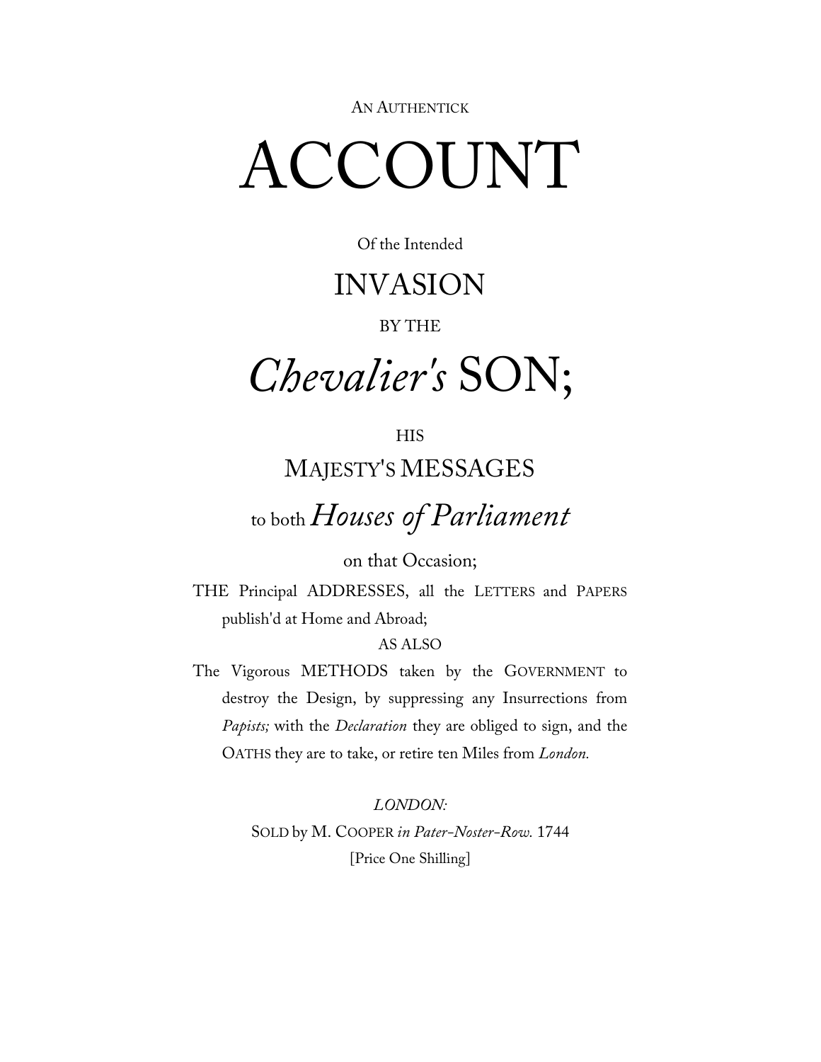AN AUTHENTICK

# ACCOUNT

Of the Intended

## INVASION

BY THE

# *Chevalier's* SON;

HIS

## MAJESTY'S MESSAGES

to both *Houses of Parliament*

on that Occasion;

THE Principal ADDRESSES, all the LETTERS and PAPERS publish'd at Home and Abroad;

AS ALSO

The Vigorous METHODS taken by the GOVERNMENT to destroy the Design, by suppressing any Insurrections from *Papists;* with the *Declaration* they are obliged to sign, and the OATHS they are to take, or retire ten Miles from *London.*

*LONDON:*

SOLD by M. COOPER *in Pater-Noster-Row.* 1744

[Price One Shilling]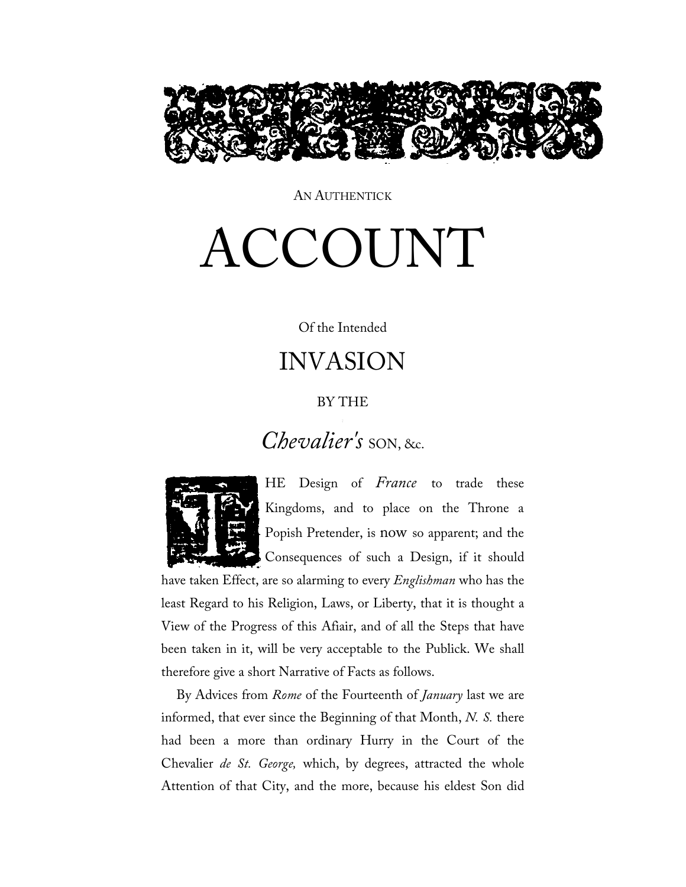AN AUTHENTICK

# ACCOUNT

Of the Intended

## INVASION

BY THE

## *Chevalier's* SON, &c.

THE Design of *France* to trade these Kingdoms, and to place on the Throne a Popish Pretender, is now so apparent; and the Consequences of such a Design, if it should have taken Effect, are so alarming to every *Englishman* who has the least Regard to his Religion, Laws, or Liberty, that it is thought a View of the Progress of this Afiair, and of all the Steps that have been taken in it, will be very acceptable to the Publick. We shall therefore give a short Narrative of Facts as follows.

By Advices from *Rome* of the Fourteenth of *January* last we are informed, that ever since the Beginning of that Month, *N. S.* there had been a more than ordinary Hurry in the Court of the Chevalier *de St. George,* which, by degrees, attracted the whole Attention of that City, and the more, because his eldest Son did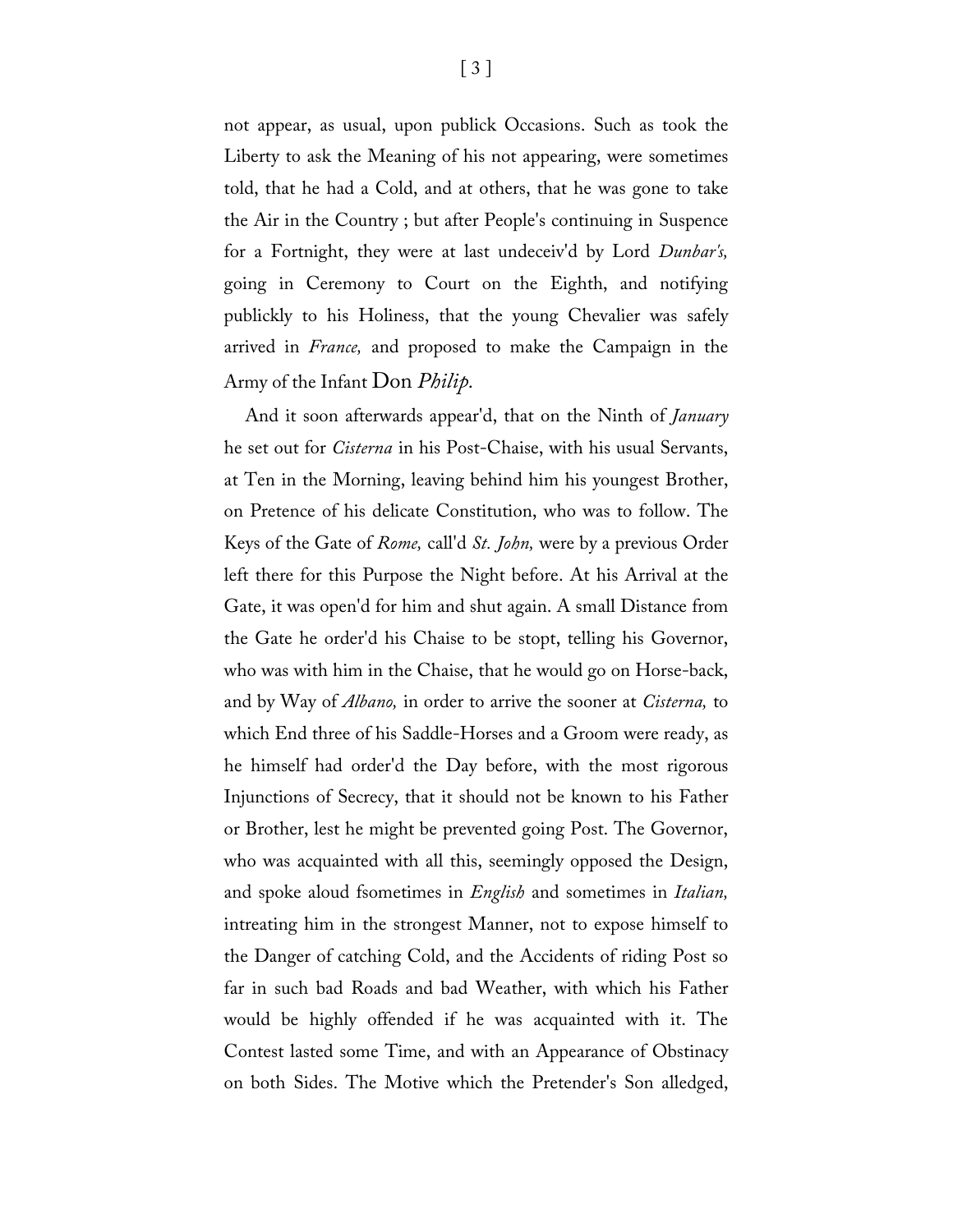not appear, as usual, upon publick Occasions. Such as took the Liberty to ask the Meaning of his not appearing, were sometimes told, that he had a Cold, and at others, that he was gone to take the Air in the Country ; but after People's continuing in Suspence for a Fortnight, they were at last undeceiv'd by Lord *Dunbar's,* going in Ceremony to Court on the Eighth, and notifying publickly to his Holiness, that the young Chevalier was safely arrived in *France,* and proposed to make the Campaign in the Army of the Infant Don *Philip.*

And it soon afterwards appear'd, that on the Ninth of *January* he set out for *Cisterna* in his Post-Chaise, with his usual Servants, at Ten in the Morning, leaving behind him his youngest Brother, on Pretence of his delicate Constitution, who was to follow. The Keys of the Gate of *Rome,* call'd *St. John,* were by a previous Order left there for this Purpose the Night before. At his Arrival at the Gate, it was open'd for him and shut again. A small Distance from the Gate he order'd his Chaise to be stopt, telling his Governor, who was with him in the Chaise, that he would go on Horse-back, and by Way of *Albano,* in order to arrive the sooner at *Cisterna,* to which End three of his Saddle-Horses and a Groom were ready, as he himself had order'd the Day before, with the most rigorous Injunctions of Secrecy, that it should not be known to his Father or Brother, lest he might be prevented going Post. The Governor, who was acquainted with all this, seemingly opposed the Design, and spoke aloud fsometimes in *English* and sometimes in *Italian,* intreating him in the strongest Manner, not to expose himself to the Danger of catching Cold, and the Accidents of riding Post so far in such bad Roads and bad Weather, with which his Father would be highly offended if he was acquainted with it. The Contest lasted some Time, and with an Appearance of Obstinacy on both Sides. The Motive which the Pretender's Son alledged,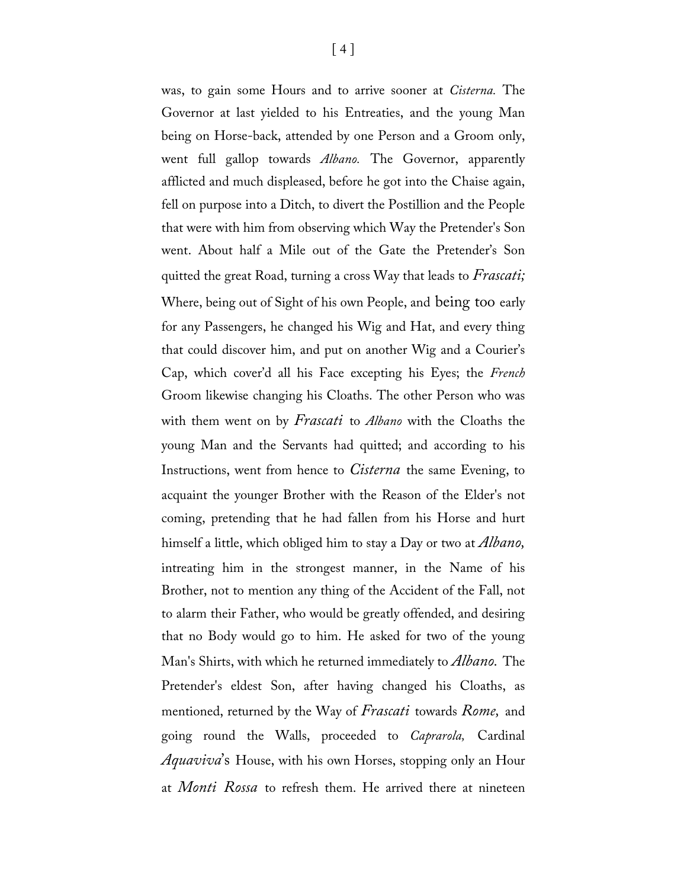was, to gain some Hours and to arrive sooner at *Cisterna.* The Governor at last yielded to his Entreaties, and the young Man being on Horse-back, attended by one Person and a Groom only, went full gallop towards *Albano.* The Governor, apparently afflicted and much displeased, before he got into the Chaise again, fell on purpose into a Ditch, to divert the Postillion and the People that were with him from observing which Way the Pretender's Son went. About half a Mile out of the Gate the Pretender's Son quitted the great Road, turning a cross Way that leads to *Frascati;* Where, being out of Sight of his own People, and being too early for any Passengers, he changed his Wig and Hat, and every thing that could discover him, and put on another Wig and a Courier's Cap, which cover'd all his Face excepting his Eyes; the *French* Groom likewise changing his Cloaths. The other Person who was with them went on by *Frascati* to *Albano* with the Cloaths the young Man and the Servants had quitted; and according to his Instructions, went from hence to *Cisterna* the same Evening, to acquaint the younger Brother with the Reason of the Elder's not coming, pretending that he had fallen from his Horse and hurt himself a little, which obliged him to stay a Day or two at *Albano*, intreating him in the strongest manner, in the Name of his Brother, not to mention any thing of the Accident of the Fall, not to alarm their Father, who would be greatly offended, and desiring that no Body would go to him. He asked for two of the young Man's Shirts, with which he returned immediately to *Albano.* The Pretender's eldest Son, after having changed his Cloaths, as mentioned, returned by the Way of *Frascati* towards *Rome,* and going round the Walls, proceeded to *Caprarola,* Cardinal *Aquaviva*'s House, with his own Horses, stopping only an Hour at *Monti Rossa* to refresh them. He arrived there at nineteen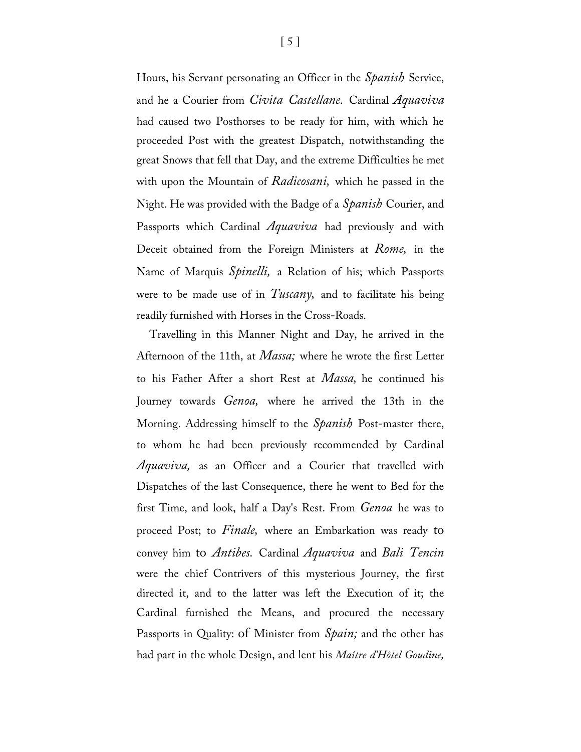Hours, his Servant personating an Officer in the *Spanish* Service, and he a Courier from *Civita Castellane*. Cardinal *Aquaviva* had caused two Posthorses to be ready for him, with which he proceeded Post with the greatest Dispatch, notwithstanding the great Snows that fell that Day, and the extreme Difficulties he met with upon the Mountain of *Radicosani,* which he passed in the Night. He was provided with the Badge of a *Spanish* Courier, and Passports which Cardinal *Aquaviva* had previously and with Deceit obtained from the Foreign Ministers at *Rome,* in the Name of Marquis *Spinelli,* a Relation of his; which Passports were to be made use of in *Tuscany,* and to facilitate his being readily furnished with Horses in the Cross-Roads.

Travelling in this Manner Night and Day, he arrived in the Afternoon of the 11th, at *Massa;* where he wrote the first Letter to his Father After a short Rest at *Massa,* he continued his Journey towards *Genoa,* where he arrived the 13th in the Morning. Addressing himself to the *Spanish* Post-master there, to whom he had been previously recommended by Cardinal *Aquaviva,* as an Officer and a Courier that travelled with Dispatches of the last Consequence, there he went to Bed for the first Time, and look, half a Day's Rest. From *Genoa* he was to proceed Post; to *Finale,* where an Embarkation was ready to convey him to *Antibes.* Cardinal *Aquaviva* and *Bali Tencin* were the chief Contrivers of this mysterious Journey, the first directed it, and to the latter was left the Execution of it; the Cardinal furnished the Means, and procured the necessary Passports in Quality: of Minister from *Spain;* and the other has had part in the whole Design, and lent his *Maître d'Hôtel Goudine,*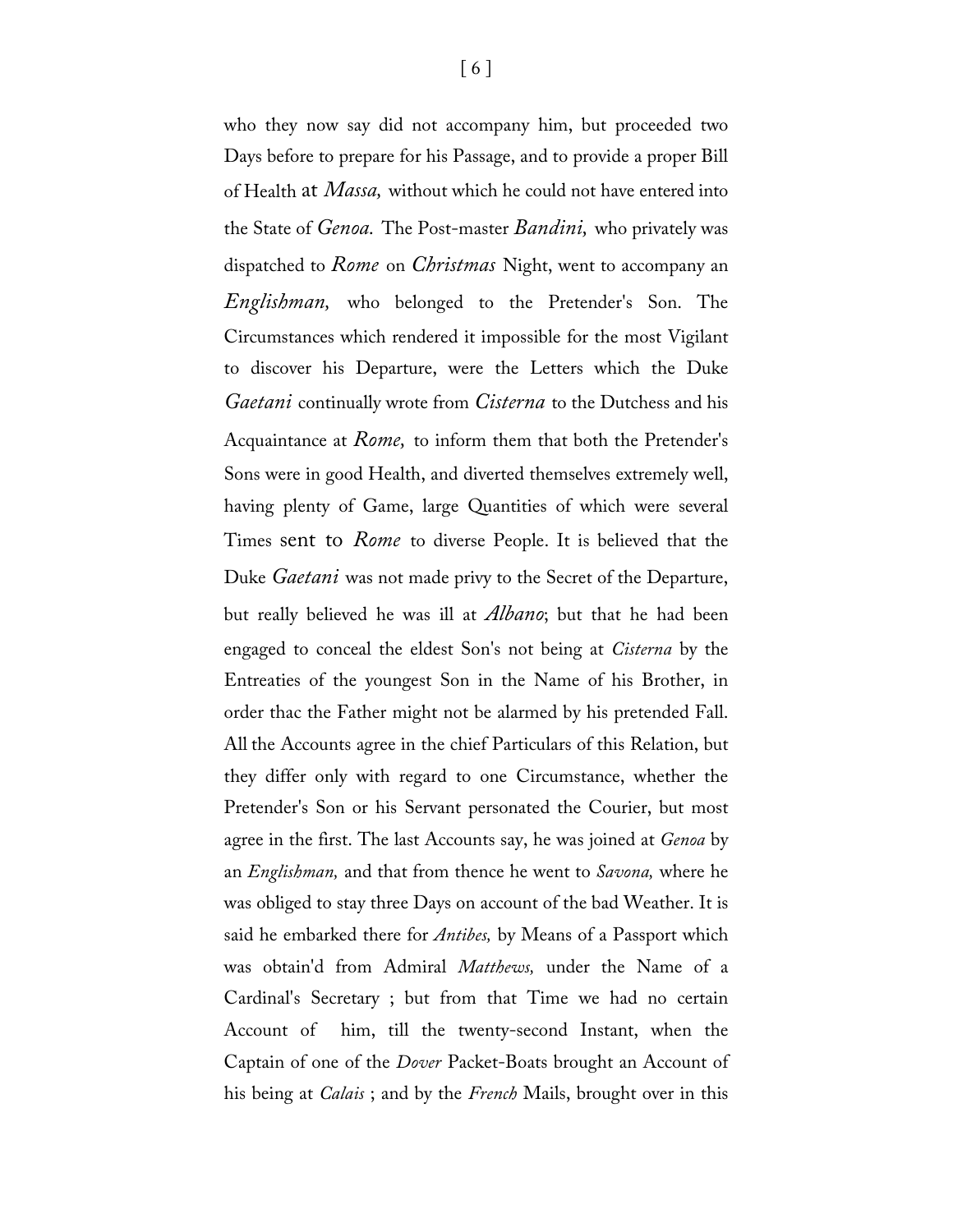who they now say did not accompany him, but proceeded two Days before to prepare for his Passage, and to provide a proper Bill of Health at *Massa,* without which he could not have entered into the State of *Genoa.* The Post-master *Bandini,* who privately was dispatched to *Rome* on *Christmas* Night, went to accompany an *Englishman,* who belonged to the Pretender's Son. The Circumstances which rendered it impossible for the most Vigilant to discover his Departure, were the Letters which the Duke *Gaetani* continually wrote from *Cisterna* to the Dutchess and his Acquaintance at *Rome,* to inform them that both the Pretender's Sons were in good Health, and diverted themselves extremely well, having plenty of Game, large Quantities of which were several Times sent to *Rome* to diverse People. It is believed that the Duke *Gaetani* was not made privy to the Secret of the Departure, but really believed he was ill at *Albano*; but that he had been engaged to conceal the eldest Son's not being at *Cisterna* by the Entreaties of the youngest Son in the Name of his Brother, in order thac the Father might not be alarmed by his pretended Fall. All the Accounts agree in the chief Particulars of this Relation, but they differ only with regard to one Circumstance, whether the Pretender's Son or his Servant personated the Courier, but most agree in the first. The last Accounts say, he was joined at *Genoa* by an *Englishman,* and that from thence he went to *Savona,* where he was obliged to stay three Days on account of the bad Weather. It is said he embarked there for *Antibes,* by Means of a Passport which was obtain'd from Admiral *Matthews,* under the Name of a Cardinal's Secretary ; but from that Time we had no certain Account of him, till the twenty-second Instant, when the Captain of one of the *Dover* Packet-Boats brought an Account of his being at *Calais* ; and by the *French* Mails, brought over in this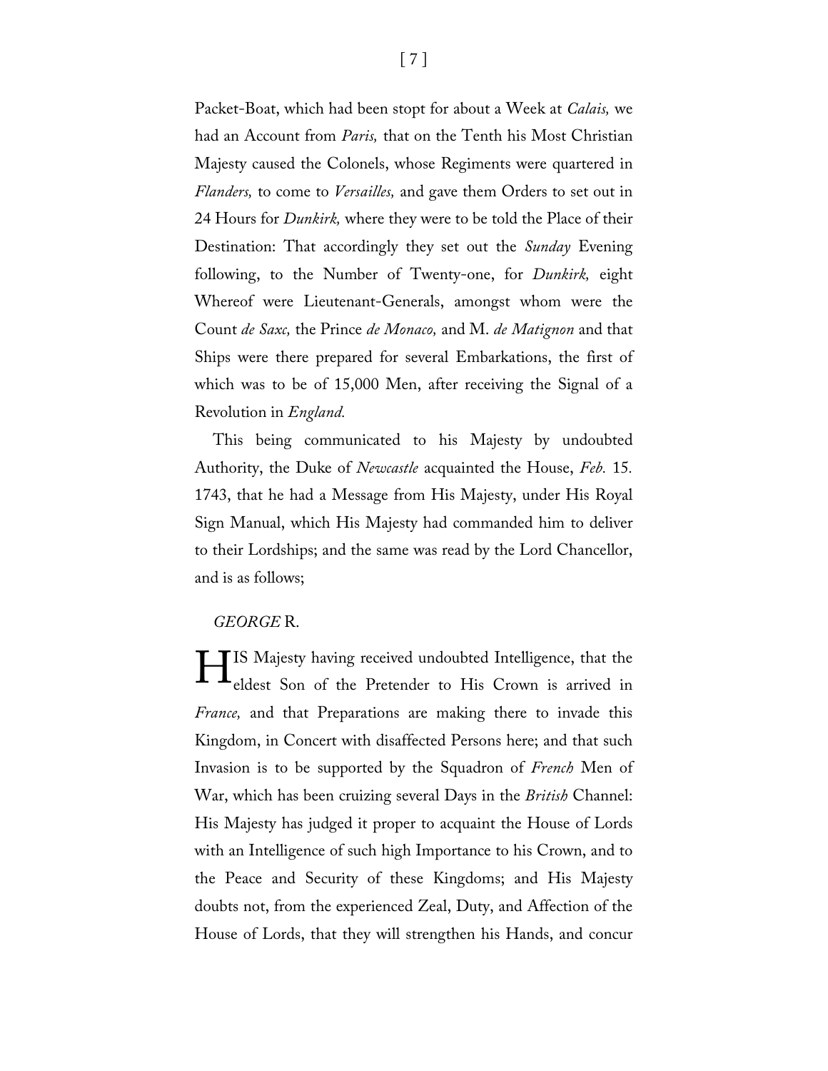Packet-Boat, which had been stopt for about a Week at *Calais,* we had an Account from *Paris,* that on the Tenth his Most Christian Majesty caused the Colonels, whose Regiments were quartered in *Flanders,* to come to *Versailles,* and gave them Orders to set out in 24 Hours for *Dunkirk,* where they were to be told the Place of their Destination: That accordingly they set out the *Sunday* Evening following, to the Number of Twenty-one, for *Dunkirk,* eight Whereof were Lieutenant-Generals, amongst whom were the Count *de Saxe,* the Prince *de Monaco,* and M. *de Matignon* and that Ships were there prepared for several Embarkations, the first of which was to be of 15,000 Men, after receiving the Signal of a Revolution in *England.*

This being communicated to his Majesty by undoubted Authority, the Duke of *Newcastle* acquainted the House, *Feb.* 15. 1743, that he had a Message from His Majesty, under His Royal Sign Manual, which His Majesty had commanded him to deliver to their Lordships; and the same was read by the Lord Chancellor, and is as follows;

*GEORGE* R.

HIS Majesty having received undoubted Intelligence, that the eldest Son of the Pretender to His Crown is arrived in *France,* and that Preparations are making there to invade this Kingdom, in Concert with disaffected Persons here; and that such Invasion is to be supported by the Squadron of *French* Men of War, which has been cruizing several Days in the *British* Channel: His Majesty has judged it proper to acquaint the House of Lords with an Intelligence of such high Importance to his Crown, and to the Peace and Security of these Kingdoms; and His Majesty doubts not, from the experienced Zeal, Duty, and Affection of the House of Lords, that they will strengthen his Hands, and concur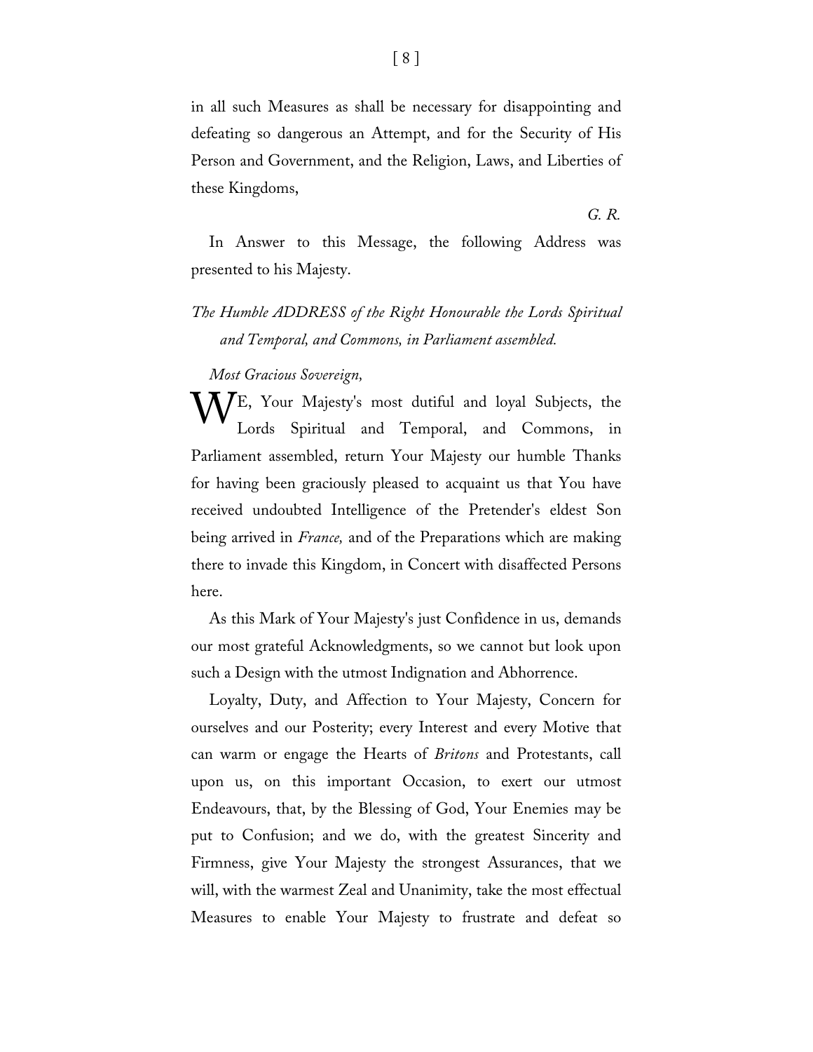in all such Measures as shall be necessary for disappointing and defeating so dangerous an Attempt, and for the Security of His Person and Government, and the Religion, Laws, and Liberties of these Kingdoms,

*G. R.*

In Answer to this Message, the following Address was presented to his Majesty.

*The Humble ADDRESS of the Right Honourable the Lords Spiritual and Temporal, and Commons, in Parliament assembled.*

*Most Gracious Sovereign,*

WE, Your Majesty's most dutiful and loyal Subjects, the Lords Spiritual and Temporal, and Commons, in Parliament assembled, return Your Majesty our humble Thanks for having been graciously pleased to acquaint us that You have received undoubted Intelligence of the Pretender's eldest Son being arrived in *France,* and of the Preparations which are making there to invade this Kingdom, in Concert with disaffected Persons here.

As this Mark of Your Majesty's just Confidence in us, demands our most grateful Acknowledgments, so we cannot but look upon such a Design with the utmost Indignation and Abhorrence.

Loyalty, Duty, and Affection to Your Majesty, Concern for ourselves and our Posterity; every Interest and every Motive that can warm or engage the Hearts of *Britons* and Protestants, call upon us, on this important Occasion, to exert our utmost Endeavours, that, by the Blessing of God, Your Enemies may be put to Confusion; and we do, with the greatest Sincerity and Firmness, give Your Majesty the strongest Assurances, that we will, with the warmest Zeal and Unanimity, take the most effectual Measures to enable Your Majesty to frustrate and defeat so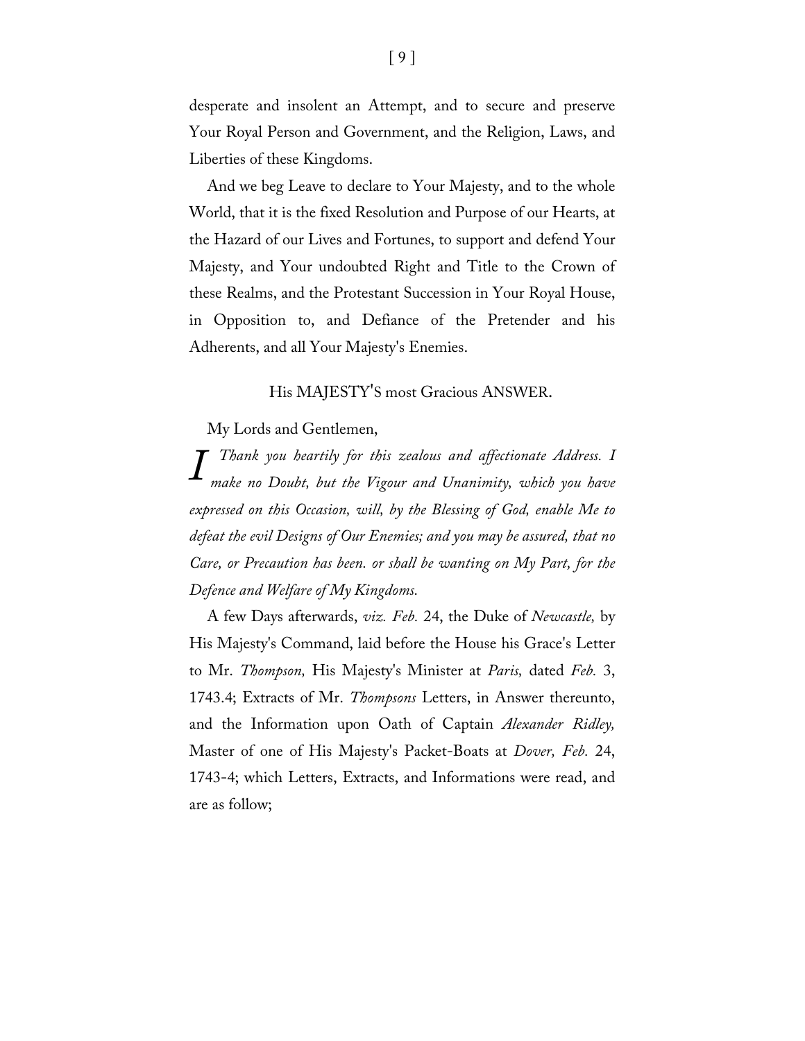desperate and insolent an Attempt, and to secure and preserve Your Royal Person and Government, and the Religion, Laws, and Liberties of these Kingdoms.

And we beg Leave to declare to Your Majesty, and to the whole World, that it is the fixed Resolution and Purpose of our Hearts, at the Hazard of our Lives and Fortunes, to support and defend Your Majesty, and Your undoubted Right and Title to the Crown of these Realms, and the Protestant Succession in Your Royal House, in Opposition to, and Defiance of the Pretender and his Adherents, and all Your Majesty's Enemies.

His MAJESTY'S most Gracious ANSWER.

My Lords and Gentlemen,

*I Thank you heartily for this zealous and affectionate Address. I make no Doubt, but the Vigour and Unanimity, which you have expressed on this Occasion, will, by the Blessing of God, enable Me to defeat the evil Designs of Our Enemies; and you may be assured, that no Care, or Precaution has been. or shall be wanting on My Part, for the Defence and Welfare of My Kingdoms.*

A few Days afterwards, *viz. Feb.* 24, the Duke of *Newcastle,* by His Majesty's Command, laid before the House his Grace's Letter to Mr. *Thompson,* His Majesty's Minister at *Paris,* dated *Feb.* 3, 1743.4; Extracts of Mr. *Thompsons* Letters, in Answer thereunto, and the Information upon Oath of Captain *Alexander Ridley,* Master of one of His Majesty's Packet-Boats at *Dover, Feb.* 24, 1743-4; which Letters, Extracts, and Informations were read, and are as follow;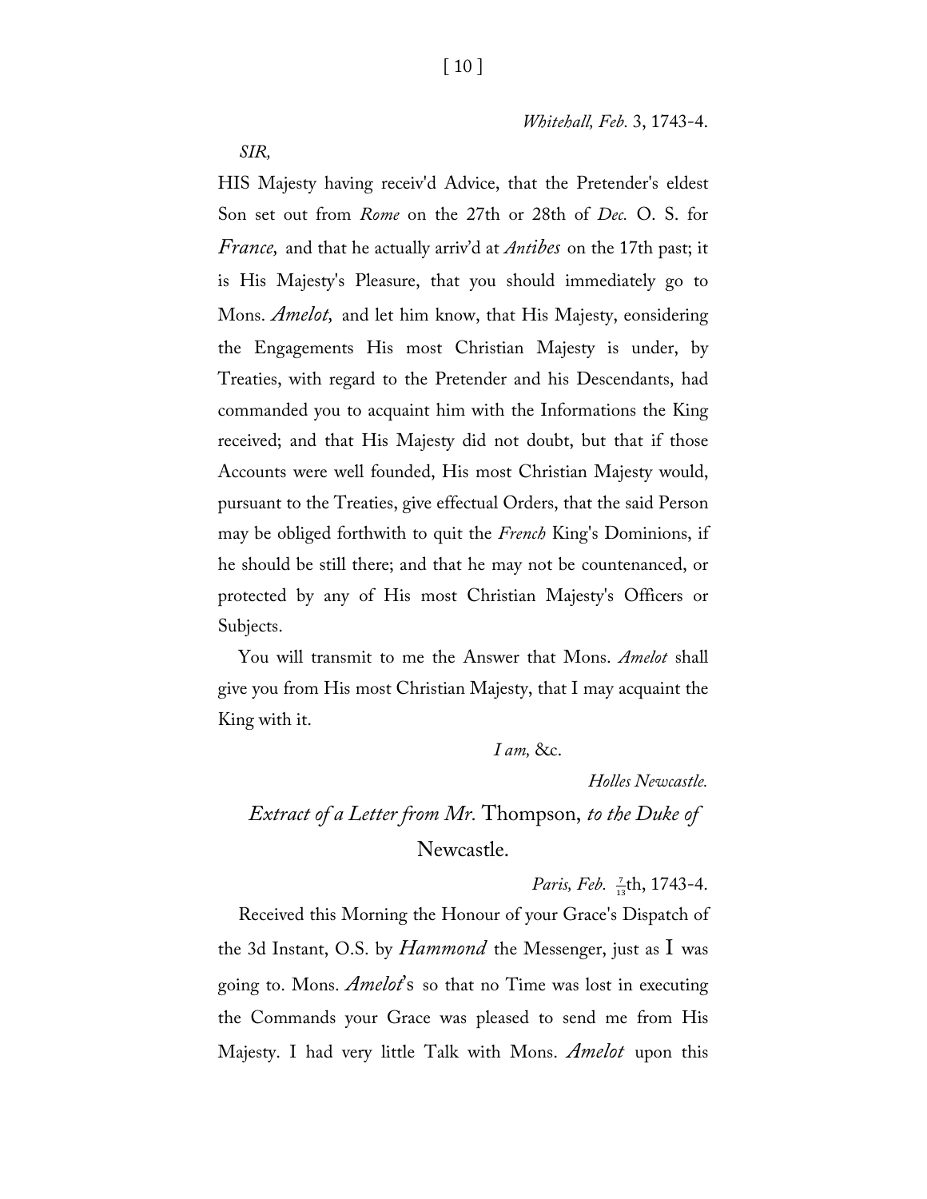*Whitehall, Feb.* 3, 1743-4.

*SIR,*

HIS Majesty having receiv'd Advice, that the Pretender's eldest Son set out from *Rome* on the 27th or 28th of *Dec.* O. S. for *France,* and that he actually arriv'd at *Antibes* on the 17th past; it is His Majesty's Pleasure, that you should immediately go to Mons. *Amelot,* and let him know, that His Majesty, eonsidering the Engagements His most Christian Majesty is under, by Treaties, with regard to the Pretender and his Descendants, had commanded you to acquaint him with the Informations the King received; and that His Majesty did not doubt, but that if those Accounts were well founded, His most Christian Majesty would, pursuant to the Treaties, give effectual Orders, that the said Person may be obliged forthwith to quit the *French* King's Dominions, if he should be still there; and that he may not be countenanced, or protected by any of His most Christian Majesty's Officers or Subjects.

You will transmit to me the Answer that Mons. *Amelot* shall give you from His most Christian Majesty, that I may acquaint the King with it.

*I am,* &c.

*Holles Newcastle.*

## *Extract of a Letter from Mr.* Thompson, *to the Duke of* Newcastle.

*Paris, Feb.* $\frac{7}{13}$th, 1743-4.

Received this Morning the Honour of your Grace's Dispatch of the 3d Instant, O.S. by *Hammond* the Messenger, just as I was going to. Mons. *Amelot*'s so that no Time was lost in executing the Commands your Grace was pleased to send me from His Majesty. I had very little Talk with Mons. *Amelot* upon this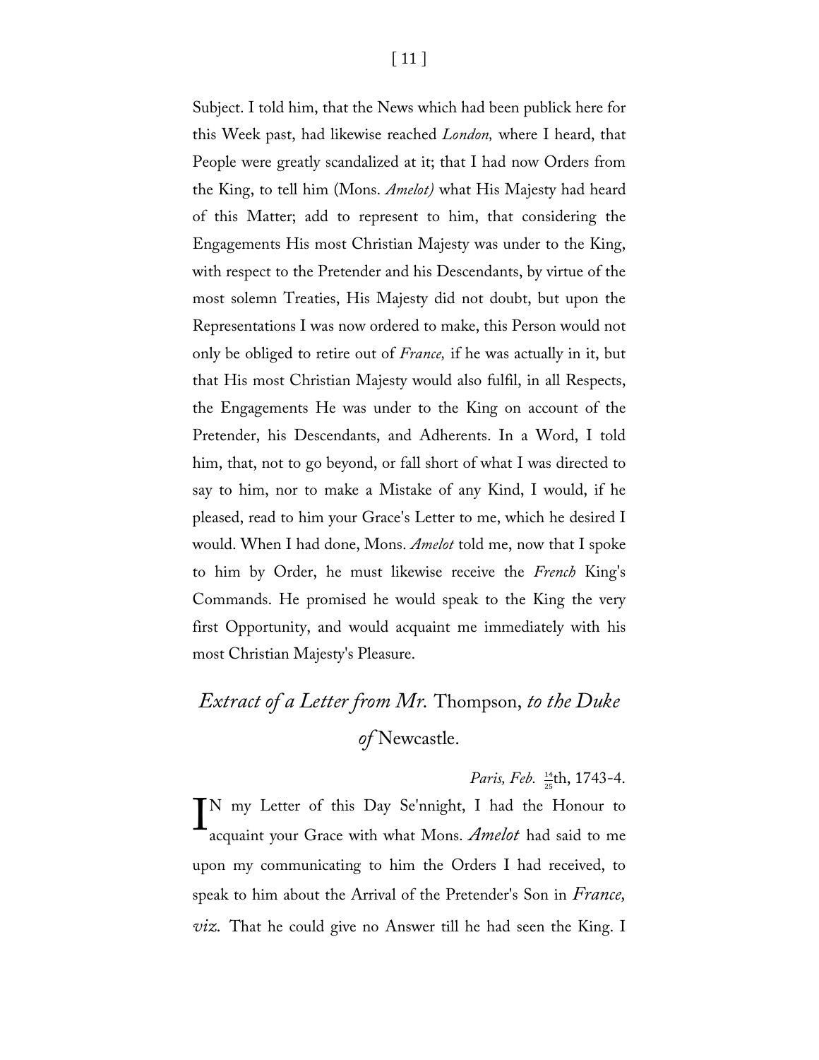Subject. I told him, that the News which had been publick here for this Week past, had likewise reached *London,* where I heard, that People were greatly scandalized at it; that I had now Orders from the King, to tell him (Mons. *Amelot)* what His Majesty had heard of this Matter; add to represent to him, that considering the Engagements His most Christian Majesty was under to the King, with respect to the Pretender and his Descendants, by virtue of the most solemn Treaties, His Majesty did not doubt, but upon the Representations I was now ordered to make, this Person would not only be obliged to retire out of *France,* if he was actually in it, but that His most Christian Majesty would also fulfil, in all Respects, the Engagements He was under to the King on account of the Pretender, his Descendants, and Adherents. In a Word, I told him, that, not to go beyond, or fall short of what I was directed to say to him, nor to make a Mistake of any Kind, I would, if he pleased, read to him your Grace's Letter to me, which he desired I would. When I had done, Mons. *Amelot* told me, now that I spoke to him by Order, he must likewise receive the *French* King's Commands. He promised he would speak to the King the very first Opportunity, and would acquaint me immediately with his most Christian Majesty's Pleasure.

## *Extract of a Letter from Mr.* Thompson, *to the Duke of* Newcastle.

*Paris, Feb.* $\frac{14}{25}$th, 1743-4.

IN my Letter of this Day Se'nnight, I had the Honour to acquaint your Grace with what Mons. *Amelot* had said to me upon my communicating to him the Orders I had received, to speak to him about the Arrival of the Pretender's Son in *France, viz.* That he could give no Answer till he had seen the King. I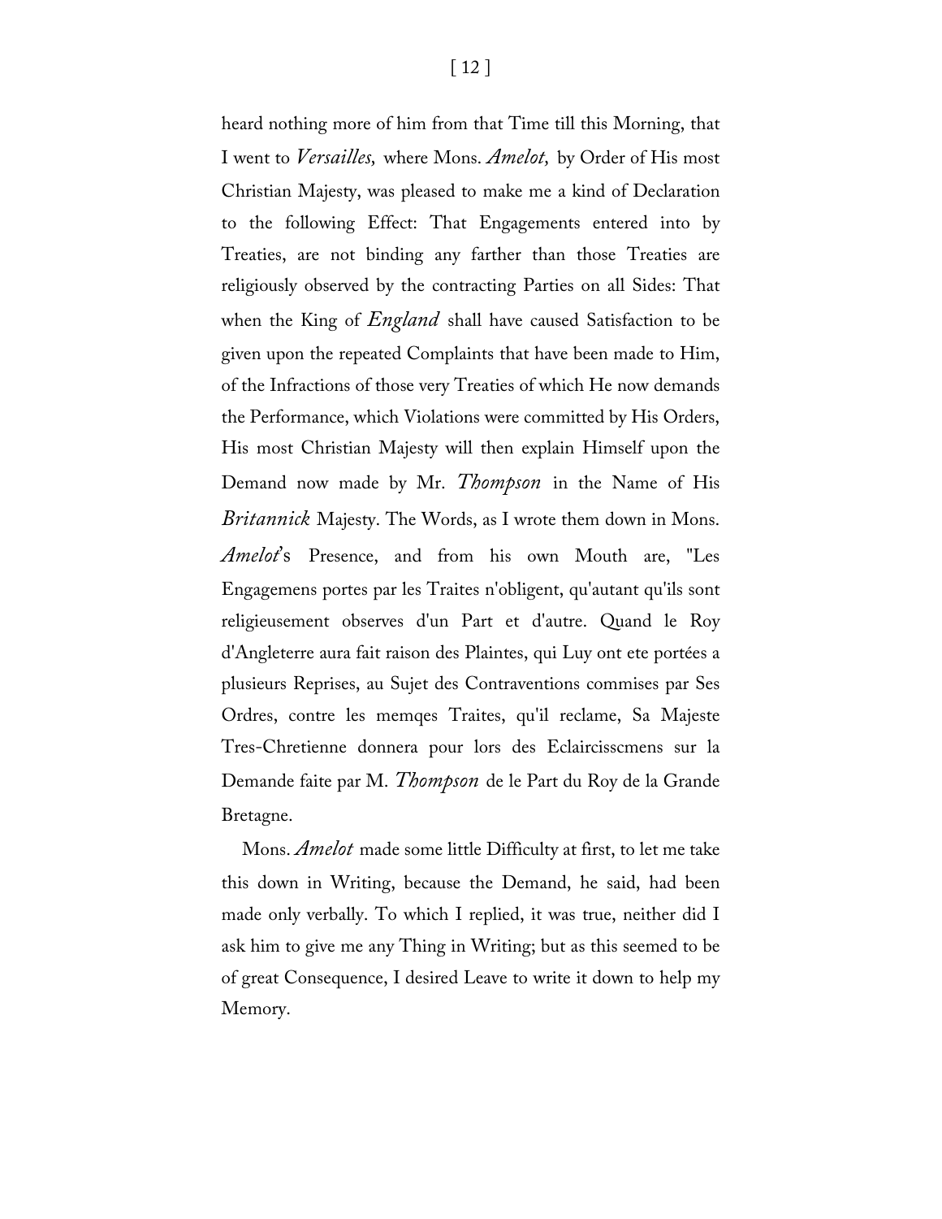heard nothing more of him from that Time till this Morning, that I went to *Versailles,* where Mons. *Amelot,* by Order of His most Christian Majesty, was pleased to make me a kind of Declaration to the following Effect: That Engagements entered into by Treaties, are not binding any farther than those Treaties are religiously observed by the contracting Parties on all Sides: That when the King of *England* shall have caused Satisfaction to be given upon the repeated Complaints that have been made to Him, of the Infractions of those very Treaties of which He now demands the Performance, which Violations were committed by His Orders, His most Christian Majesty will then explain Himself upon the Demand now made by Mr. *Thompson* in the Name of His *Britannick* Majesty. The Words, as I wrote them down in Mons. *Amelot*'s Presence, and from his own Mouth are, "Les Engagemens portes par les Traites n'obligent, qu'autant qu'ils sont religieusement observes d'un Part et d'autre. Quand le Roy d'Angleterre aura fait raison des Plaintes, qui Luy ont ete portées a plusieurs Reprises, au Sujet des Contraventions commises par Ses Ordres, contre les memqes Traites, qu'il reclame, Sa Majeste Tres-Chretienne donnera pour lors des Eclaircisscmens sur la Demande faite par M. *Thompson* de le Part du Roy de la Grande Bretagne.

Mons. *Amelot* made some little Difficulty at first, to let me take this down in Writing, because the Demand, he said, had been made only verbally. To which I replied, it was true, neither did I ask him to give me any Thing in Writing; but as this seemed to be of great Consequence, I desired Leave to write it down to help my Memory.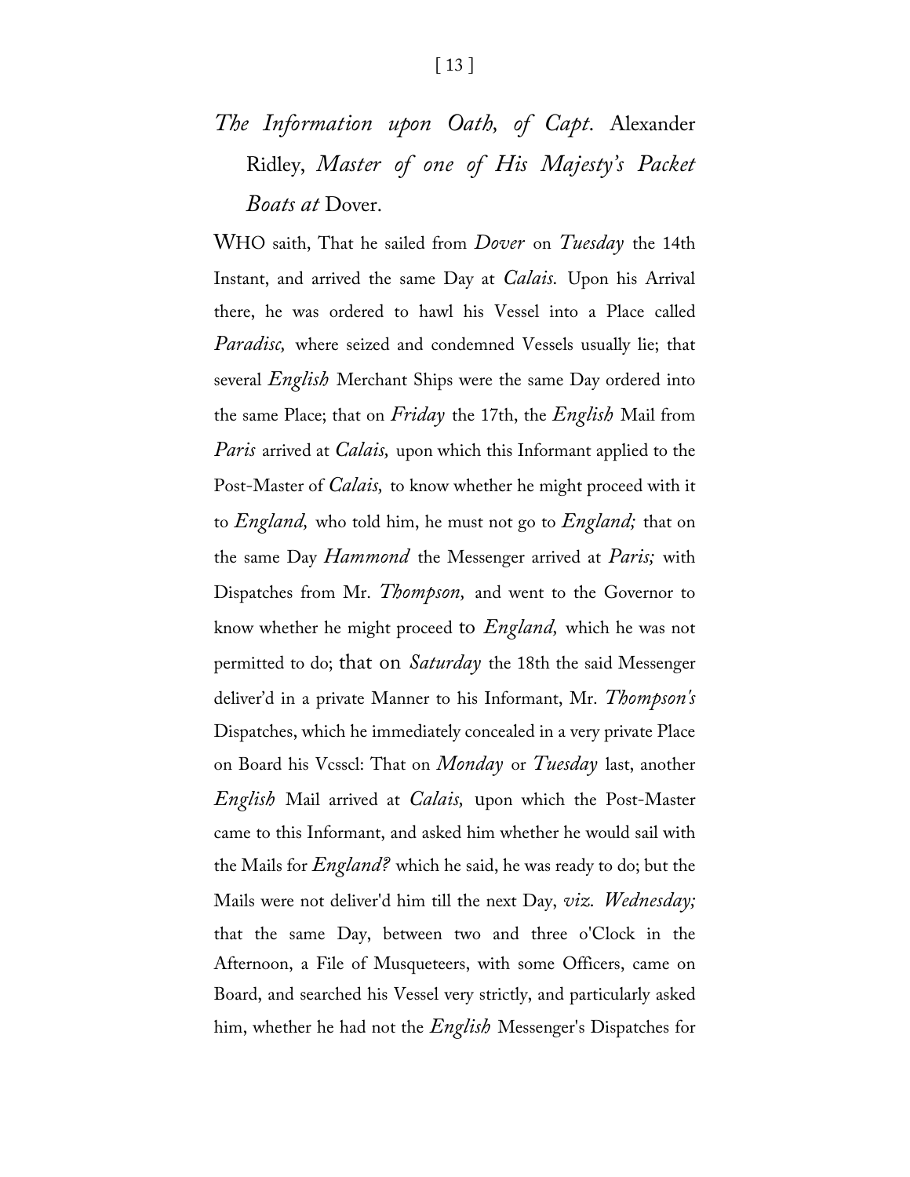## *The Information upon Oath, of Capt.* Alexander Ridley, *Master of one of His Majesty's Packet Boats at* Dover.

WHO saith, That he sailed from *Dover* on *Tuesday* the 14th Instant, and arrived the same Day at *Calais*. Upon his Arrival there, he was ordered to hawl his Vessel into a Place called *Paradisc,* where seized and condemned Vessels usually lie; that several *English* Merchant Ships were the same Day ordered into the same Place; that on *Friday* the 17th, the *English* Mail from *Paris* arrived at *Calais,* upon which this Informant applied to the Post-Master of *Calais,* to know whether he might proceed with it to *England,* who told him, he must not go to *England;* that on the same Day *Hammond* the Messenger arrived at *Paris;* with Dispatches from Mr. *Thompson,* and went to the Governor to know whether he might proceed to *England,* which he was not permitted to do; that on *Saturday* the 18th the said Messenger deliver'd in a private Manner to his Informant, Mr. *Thompson's* Dispatches, which he immediately concealed in a very private Place on Board his Vcsscl: That on *Monday* or *Tuesday* last, another *English* Mail arrived at *Calais,* upon which the Post-Master came to this Informant, and asked him whether he would sail with the Mails for *England?* which he said, he was ready to do; but the Mails were not deliver'd him till the next Day, *viz. Wednesday;* that the same Day, between two and three o'Clock in the Afternoon, a File of Musqueteers, with some Officers, came on Board, and searched his Vessel very strictly, and particularly asked him, whether he had not the *English* Messenger's Dispatches for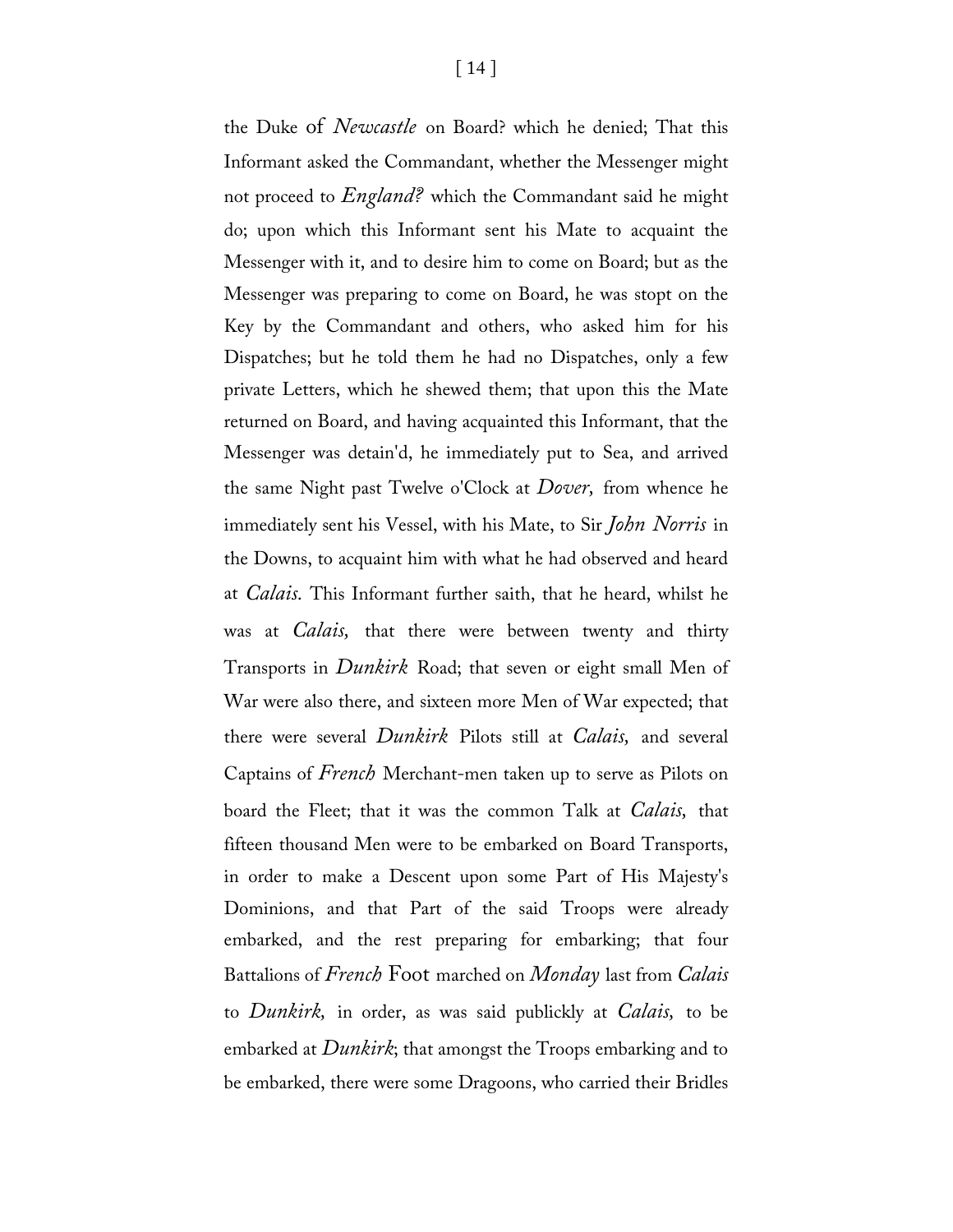the Duke of *Newcastle* on Board? which he denied; That this Informant asked the Commandant, whether the Messenger might not proceed to *England?* which the Commandant said he might do; upon which this Informant sent his Mate to acquaint the Messenger with it, and to desire him to come on Board; but as the Messenger was preparing to come on Board, he was stopt on the Key by the Commandant and others, who asked him for his Dispatches; but he told them he had no Dispatches, only a few private Letters, which he shewed them; that upon this the Mate returned on Board, and having acquainted this Informant, that the Messenger was detain'd, he immediately put to Sea, and arrived the same Night past Twelve o'Clock at *Dover,* from whence he immediately sent his Vessel, with his Mate, to Sir *John Norris* in the Downs, to acquaint him with what he had observed and heard at *Calais.* This Informant further saith, that he heard, whilst he was at *Calais,* that there were between twenty and thirty Transports in *Dunkirk* Road; that seven or eight small Men of War were also there, and sixteen more Men of War expected; that there were several *Dunkirk* Pilots still at *Calais,* and several Captains of *French* Merchant-men taken up to serve as Pilots on board the Fleet; that it was the common Talk at *Calais,* that fifteen thousand Men were to be embarked on Board Transports, in order to make a Descent upon some Part of His Majesty's Dominions, and that Part of the said Troops were already embarked, and the rest preparing for embarking; that four Battalions of *French* Foot marched on *Monday* last from *Calais* to *Dunkirk,* in order, as was said publickly at *Calais,* to be embarked at *Dunkirk*; that amongst the Troops embarking and to be embarked, there were some Dragoons, who carried their Bridles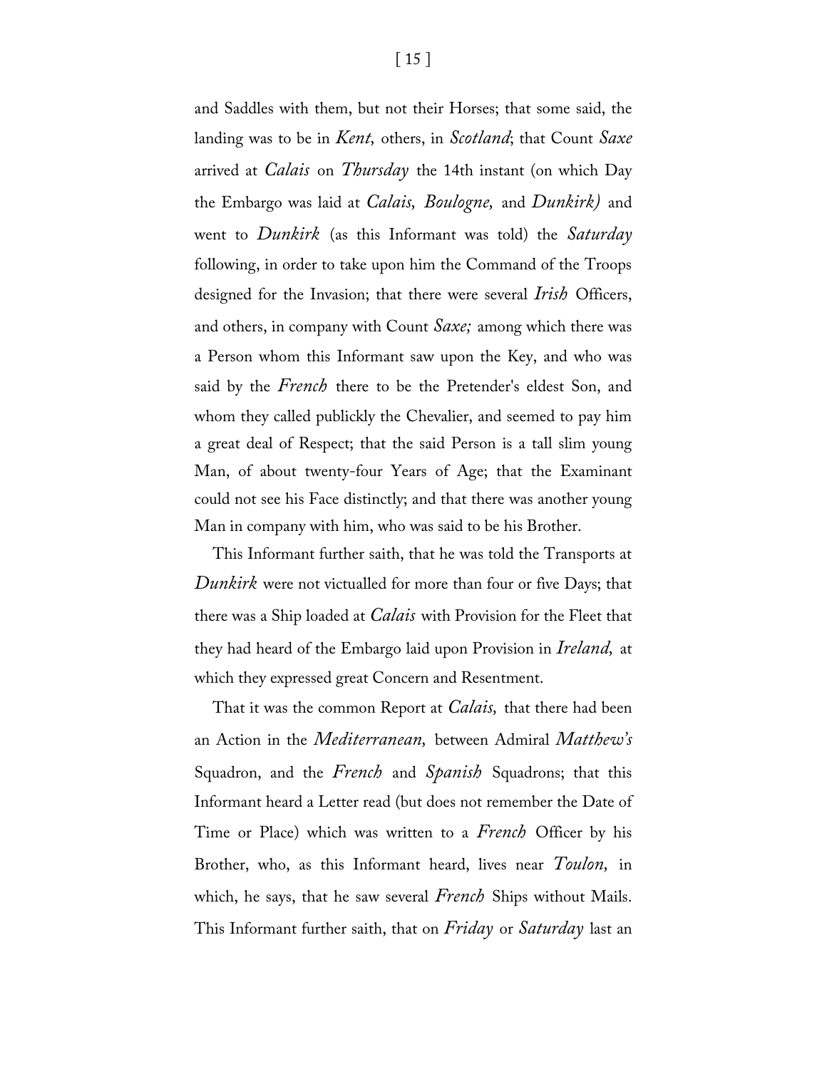and Saddles with them, but not their Horses; that some said, the landing was to be in *Kent,* others, in *Scotland*; that Count *Saxe* arrived at *Calais* on *Thursday* the 14th instant (on which Day the Embargo was laid at *Calais, Boulogne,* and *Dunkirk)* and went to *Dunkirk* (as this Informant was told) the *Saturday* following, in order to take upon him the Command of the Troops designed for the Invasion; that there were several *Irish* Officers, and others, in company with Count *Saxe;* among which there was a Person whom this Informant saw upon the Key, and who was said by the *French* there to be the Pretender's eldest Son, and whom they called publickly the Chevalier, and seemed to pay him a great deal of Respect; that the said Person is a tall slim young Man, of about twenty-four Years of Age; that the Examinant could not see his Face distinctly; and that there was another young Man in company with him, who was said to be his Brother.

This Informant further saith, that he was told the Transports at *Dunkirk* were not victualled for more than four or five Days; that there was a Ship loaded at *Calais* with Provision for the Fleet that they had heard of the Embargo laid upon Provision in *Ireland,* at which they expressed great Concern and Resentment.

That it was the common Report at *Calais,* that there had been an Action in the *Mediterranean,* between Admiral *Matthew's* Squadron, and the *French* and *Spanish* Squadrons; that this Informant heard a Letter read (but does not remember the Date of Time or Place) which was written to a *French* Officer by his Brother, who, as this Informant heard, lives near *Toulon,* in which, he says, that he saw several *French* Ships without Mails. This Informant further saith, that on *Friday* or *Saturday* last an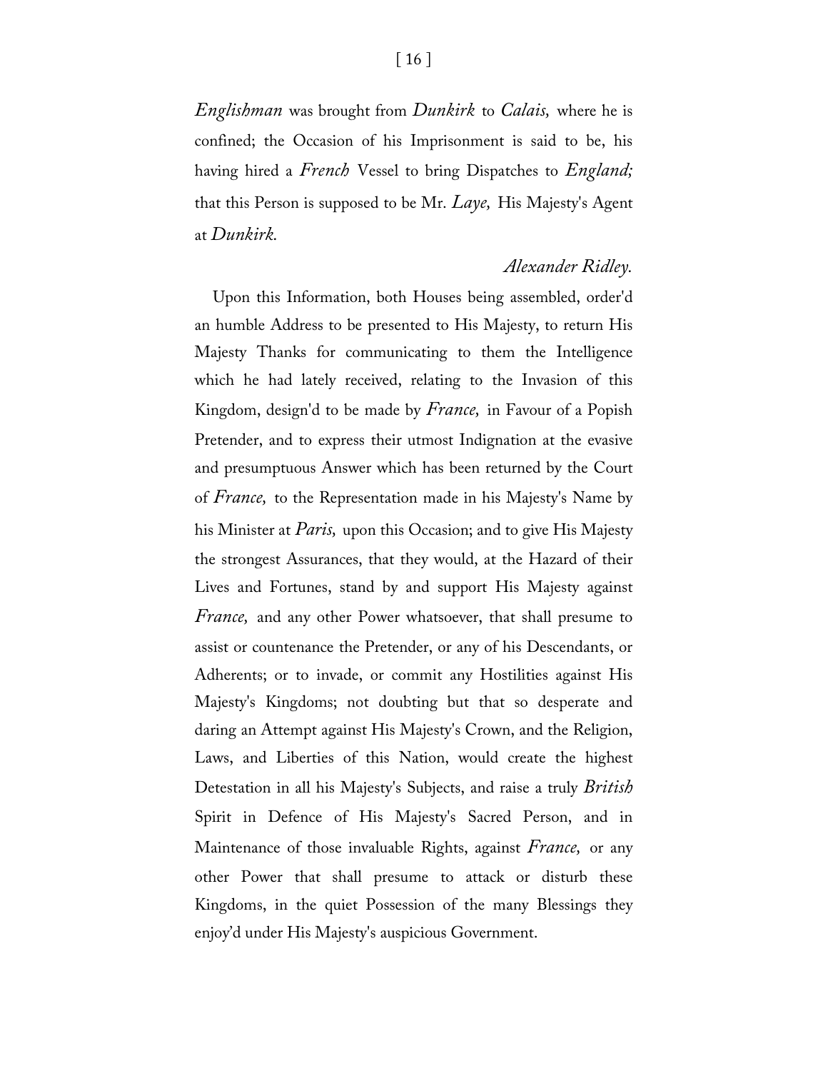*Englishman* was brought from *Dunkirk* to *Calais,* where he is confined; the Occasion of his Imprisonment is said to be, his having hired a *French* Vessel to bring Dispatches to *England;* that this Person is supposed to be Mr. *Laye,* His Majesty's Agent at *Dunkirk.*

*Alexander Ridley.*

Upon this Information, both Houses being assembled, order'd an humble Address to be presented to His Majesty, to return His Majesty Thanks for communicating to them the Intelligence which he had lately received, relating to the Invasion of this Kingdom, design'd to be made by *France,* in Favour of a Popish Pretender, and to express their utmost Indignation at the evasive and presumptuous Answer which has been returned by the Court of *France,* to the Representation made in his Majesty's Name by his Minister at *Paris,* upon this Occasion; and to give His Majesty the strongest Assurances, that they would, at the Hazard of their Lives and Fortunes, stand by and support His Majesty against *France,* and any other Power whatsoever, that shall presume to assist or countenance the Pretender, or any of his Descendants, or Adherents; or to invade, or commit any Hostilities against His Majesty's Kingdoms; not doubting but that so desperate and daring an Attempt against His Majesty's Crown, and the Religion, Laws, and Liberties of this Nation, would create the highest Detestation in all his Majesty's Subjects, and raise a truly *British* Spirit in Defence of His Majesty's Sacred Person, and in Maintenance of those invaluable Rights, against *France,* or any other Power that shall presume to attack or disturb these Kingdoms, in the quiet Possession of the many Blessings they enjoy'd under His Majesty's auspicious Government.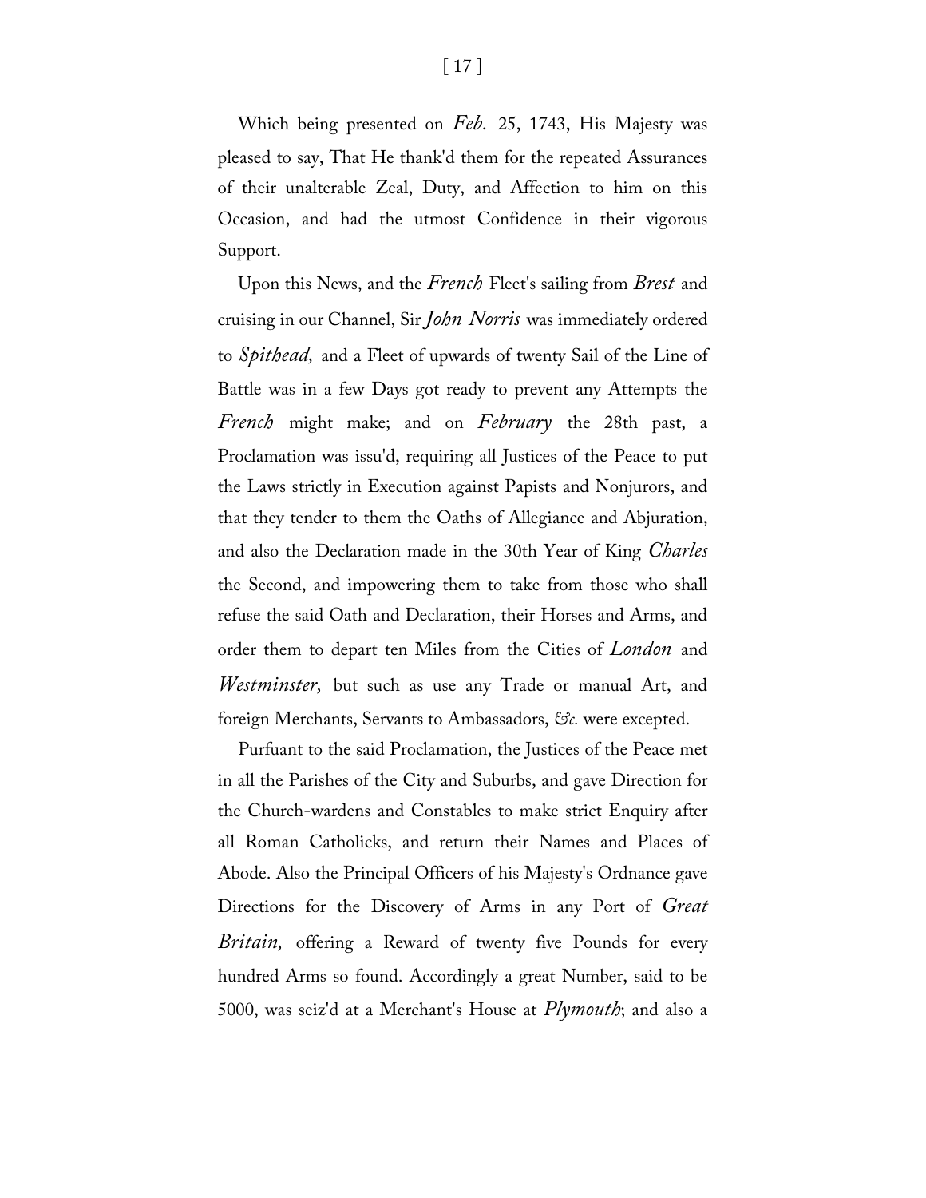Which being presented on *Feb.* 25, 1743, His Majesty was pleased to say, That He thank'd them for the repeated Assurances of their unalterable Zeal, Duty, and Affection to him on this Occasion, and had the utmost Confidence in their vigorous Support.

Upon this News, and the *French* Fleet's sailing from *Brest* and cruising in our Channel, Sir *John Norris* was immediately ordered to *Spithead,* and a Fleet of upwards of twenty Sail of the Line of Battle was in a few Days got ready to prevent any Attempts the *French* might make; and on *February* the 28th past, a Proclamation was issu'd, requiring all Justices of the Peace to put the Laws strictly in Execution against Papists and Nonjurors, and that they tender to them the Oaths of Allegiance and Abjuration, and also the Declaration made in the 30th Year of King *Charles* the Second, and impowering them to take from those who shall refuse the said Oath and Declaration, their Horses and Arms, and order them to depart ten Miles from the Cities of *London* and *Westminster,* but such as use any Trade or manual Art, and foreign Merchants, Servants to Ambassadors, *&c.* were excepted.

Purfuant to the said Proclamation, the Justices of the Peace met in all the Parishes of the City and Suburbs, and gave Direction for the Church-wardens and Constables to make strict Enquiry after all Roman Catholicks, and return their Names and Places of Abode. Also the Principal Officers of his Majesty's Ordnance gave Directions for the Discovery of Arms in any Port of *Great Britain,* offering a Reward of twenty five Pounds for every hundred Arms so found. Accordingly a great Number, said to be 5000, was seiz'd at a Merchant's House at *Plymouth*; and also a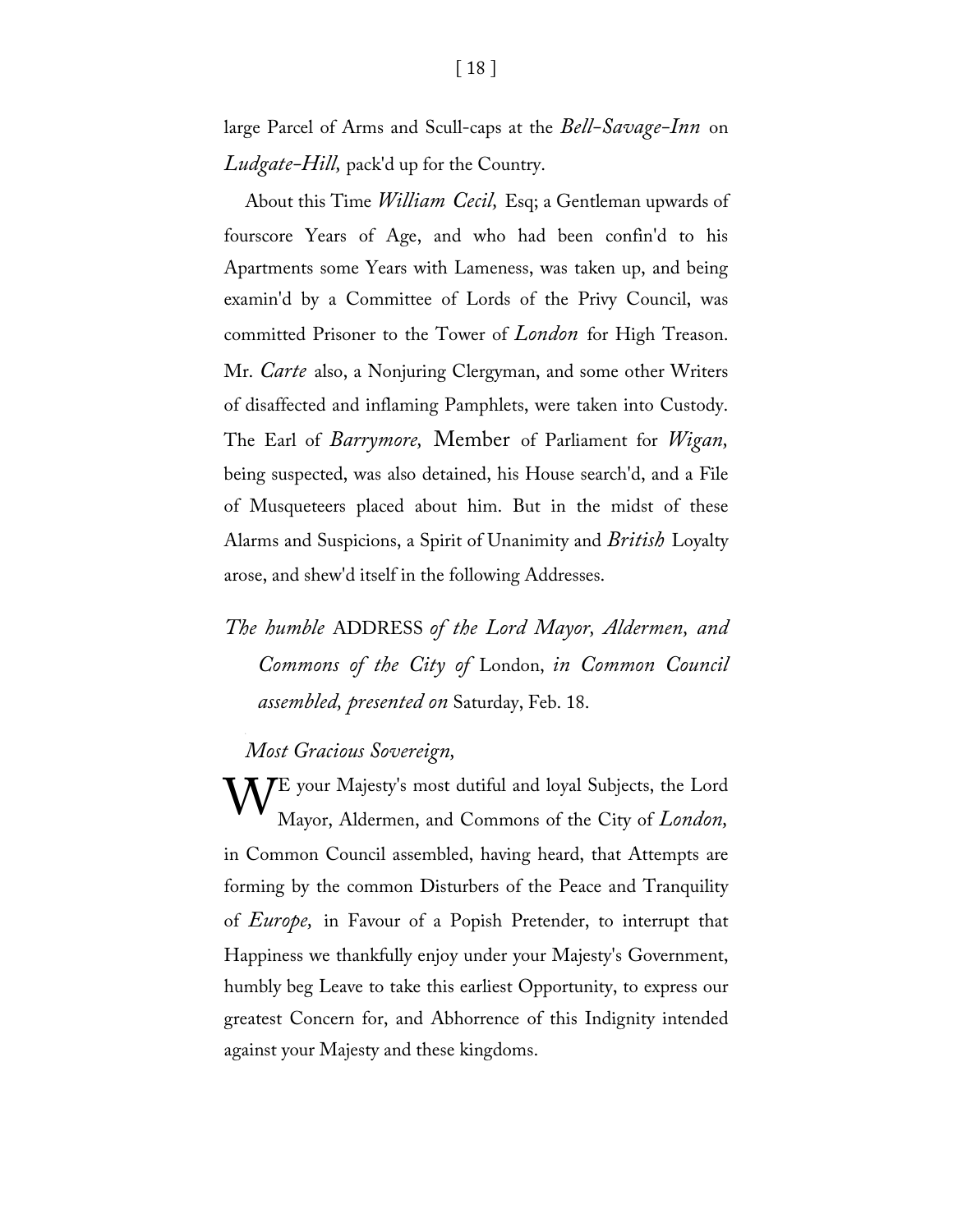large Parcel of Arms and Scull-caps at the *Bell-Savage-Inn* on *Ludgate-Hill*, pack'd up for the Country.

About this Time *William Cecil*, Esq; a Gentleman upwards of fourscore Years of Age, and who had been confin'd to his Apartments some Years with Lameness, was taken up, and being examin'd by a Committee of Lords of the Privy Council, was committed Prisoner to the Tower of *London* for High Treason. Mr. *Carte* also, a Nonjuring Clergyman, and some other Writers of disaffected and inflaming Pamphlets, were taken into Custody. The Earl of *Barrymore*, Member of Parliament for *Wigan*, being suspected, was also detained, his House search'd, and a File of Musqueteers placed about him. But in the midst of these Alarms and Suspicions, a Spirit of Unanimity and *British* Loyalty arose, and shew'd itself in the following Addresses.

*The humble* ADDRESS *of the Lord Mayor, Aldermen, and Commons of the City of* London, *in Common Council assembled, presented on* Saturday, Feb. 18.

*Most Gracious Sovereign,*

WE your Majesty's most dutiful and loyal Subjects, the Lord Mayor, Aldermen, and Commons of the City of *London*, in Common Council assembled, having heard, that Attempts are forming by the common Disturbers of the Peace and Tranquility of *Europe*, in Favour of a Popish Pretender, to interrupt that Happiness we thankfully enjoy under your Majesty's Government, humbly beg Leave to take this earliest Opportunity, to express our greatest Concern for, and Abhorrence of this Indignity intended against your Majesty and these kingdoms.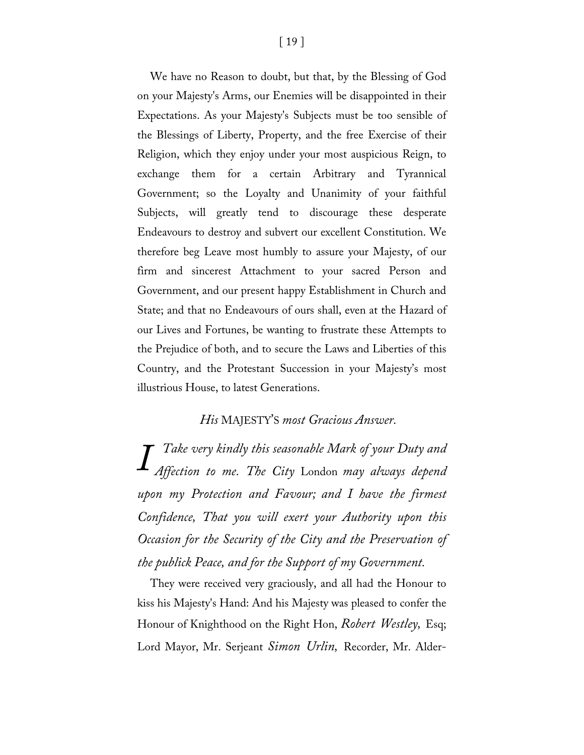We have no Reason to doubt, but that, by the Blessing of God on your Majesty's Arms, our Enemies will be disappointed in their Expectations. As your Majesty's Subjects must be too sensible of the Blessings of Liberty, Property, and the free Exercise of their Religion, which they enjoy under your most auspicious Reign, to exchange them for a certain Arbitrary and Tyrannical Government; so the Loyalty and Unanimity of your faithful Subjects, will greatly tend to discourage these desperate Endeavours to destroy and subvert our excellent Constitution. We therefore beg Leave most humbly to assure your Majesty, of our firm and sincerest Attachment to your sacred Person and Government, and our present happy Establishment in Church and State; and that no Endeavours of ours shall, even at the Hazard of our Lives and Fortunes, be wanting to frustrate these Attempts to the Prejudice of both, and to secure the Laws and Liberties of this Country, and the Protestant Succession in your Majesty's most illustrious House, to latest Generations.

### *His* MAJESTY'S *most Gracious Answer.*

*I Take very kindly this seasonable Mark of your Duty and Affection to me. The City* London *may always depend upon my Protection and Favour; and I have the firmest Confidence, That you will exert your Authority upon this Occasion for the Security of the City and the Preservation of the publick Peace, and for the Support of my Government.*

They were received very graciously, and all had the Honour to kiss his Majesty's Hand: And his Majesty was pleased to confer the Honour of Knighthood on the Right Hon, *Robert Westley,* Esq; Lord Mayor, Mr. Serjeant *Simon Urlin,* Recorder, Mr. Alder-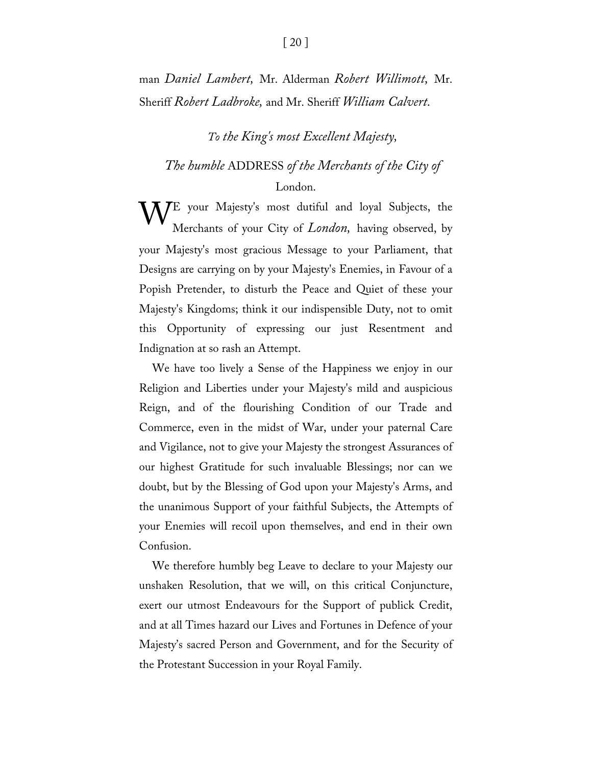man *Daniel Lambert,* Mr. Alderman *Robert Willimott,* Mr. Sheriff *Robert Ladbroke,* and Mr. Sheriff *William Calvert.*

*To the King's most Excellent Majesty,*

*The humble* ADDRESS *of the Merchants of the City of* London.

WE your Majesty's most dutiful and loyal Subjects, the Merchants of your City of *London,* having observed, by your Majesty's most gracious Message to your Parliament, that Designs are carrying on by your Majesty's Enemies, in Favour of a Popish Pretender, to disturb the Peace and Quiet of these your Majesty's Kingdoms; think it our indispensible Duty, not to omit this Opportunity of expressing our just Resentment and Indignation at so rash an Attempt.

We have too lively a Sense of the Happiness we enjoy in our Religion and Liberties under your Majesty's mild and auspicious Reign, and of the flourishing Condition of our Trade and Commerce, even in the midst of War, under your paternal Care and Vigilance, not to give your Majesty the strongest Assurances of our highest Gratitude for such invaluable Blessings; nor can we doubt, but by the Blessing of God upon your Majesty's Arms, and the unanimous Support of your faithful Subjects, the Attempts of your Enemies will recoil upon themselves, and end in their own Confusion.

We therefore humbly beg Leave to declare to your Majesty our unshaken Resolution, that we will, on this critical Conjuncture, exert our utmost Endeavours for the Support of publick Credit, and at all Times hazard our Lives and Fortunes in Defence of your Majesty's sacred Person and Government, and for the Security of the Protestant Succession in your Royal Family.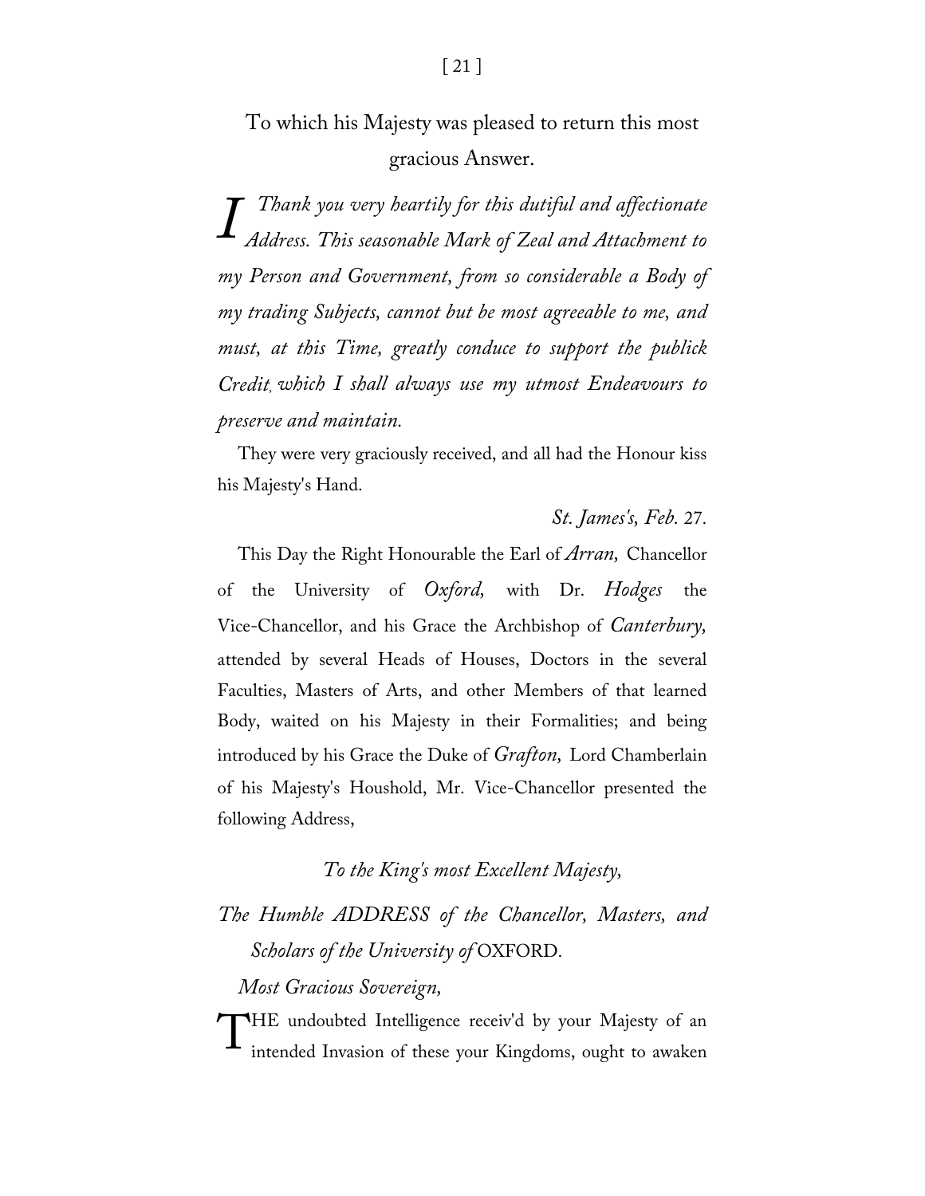To which his Majesty was pleased to return this most gracious Answer.

*I Thank you very heartily for this dutiful and affectionate Address. This seasonable Mark of Zeal and Attachment to my Person and Government, from so considerable a Body of my trading Subjects, cannot but be most agreeable to me, and must, at this Time, greatly conduce to support the publick Credit, which I shall always use my utmost Endeavours to preserve and maintain.*

They were very graciously received, and all had the Honour kiss his Majesty's Hand.

*St. James's, Feb.* 27.

This Day the Right Honourable the Earl of *Arran,* Chancellor of the University of *Oxford,* with Dr. *Hodges* the Vice-Chancellor, and his Grace the Archbishop of *Canterbury,* attended by several Heads of Houses, Doctors in the several Faculties, Masters of Arts, and other Members of that learned Body, waited on his Majesty in their Formalities; and being introduced by his Grace the Duke of *Grafton,* Lord Chamberlain of his Majesty's Houshold, Mr. Vice-Chancellor presented the following Address,

*To the King's most Excellent Majesty,*

*The Humble ADDRESS of the Chancellor, Masters, and Scholars of the University of* OXFORD.

*Most Gracious Sovereign,*

THE undoubted Intelligence receiv'd by your Majesty of an intended Invasion of these your Kingdoms, ought to awaken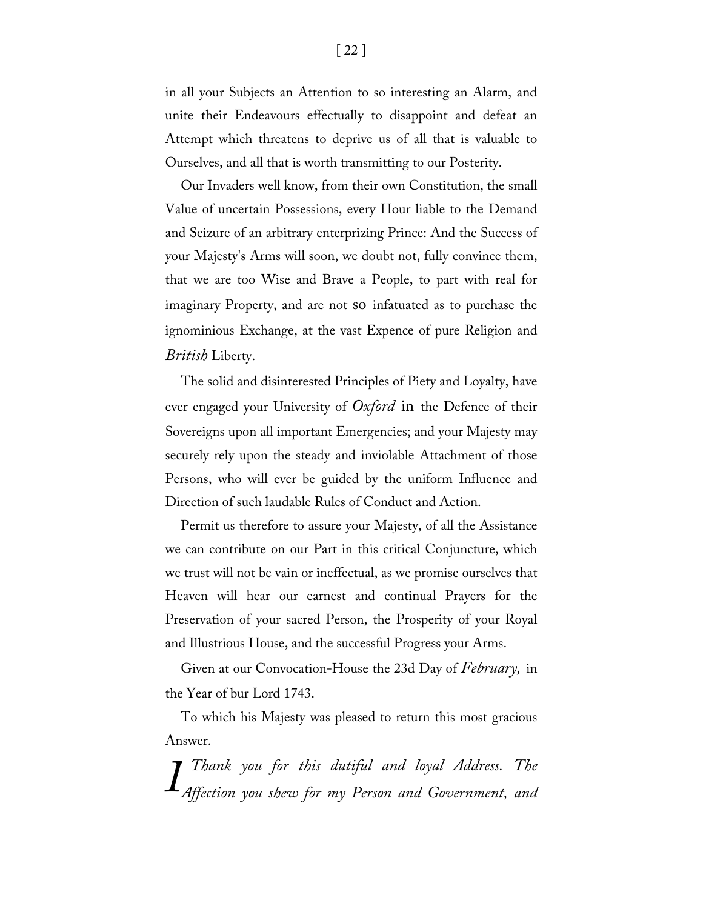in all your Subjects an Attention to so interesting an Alarm, and unite their Endeavours effectually to disappoint and defeat an Attempt which threatens to deprive us of all that is valuable to Ourselves, and all that is worth transmitting to our Posterity.

Our Invaders well know, from their own Constitution, the small Value of uncertain Possessions, every Hour liable to the Demand and Seizure of an arbitrary enterprizing Prince: And the Success of your Majesty's Arms will soon, we doubt not, fully convince them, that we are too Wise and Brave a People, to part with real for imaginary Property, and are not so infatuated as to purchase the ignominious Exchange, at the vast Expence of pure Religion and *British* Liberty.

The solid and disinterested Principles of Piety and Loyalty, have ever engaged your University of *Oxford* in the Defence of their Sovereigns upon all important Emergencies; and your Majesty may securely rely upon the steady and inviolable Attachment of those Persons, who will ever be guided by the uniform Influence and Direction of such laudable Rules of Conduct and Action.

Permit us therefore to assure your Majesty, of all the Assistance we can contribute on our Part in this critical Conjuncture, which we trust will not be vain or ineffectual, as we promise ourselves that Heaven will hear our earnest and continual Prayers for the Preservation of your sacred Person, the Prosperity of your Royal and Illustrious House, and the successful Progress your Arms.

Given at our Convocation-House the 23d Day of *February,* in the Year of bur Lord 1743.

To which his Majesty was pleased to return this most gracious Answer.

*I Thank you for this dutiful and loyal Address. The Affection you shew for my Person and Government, and*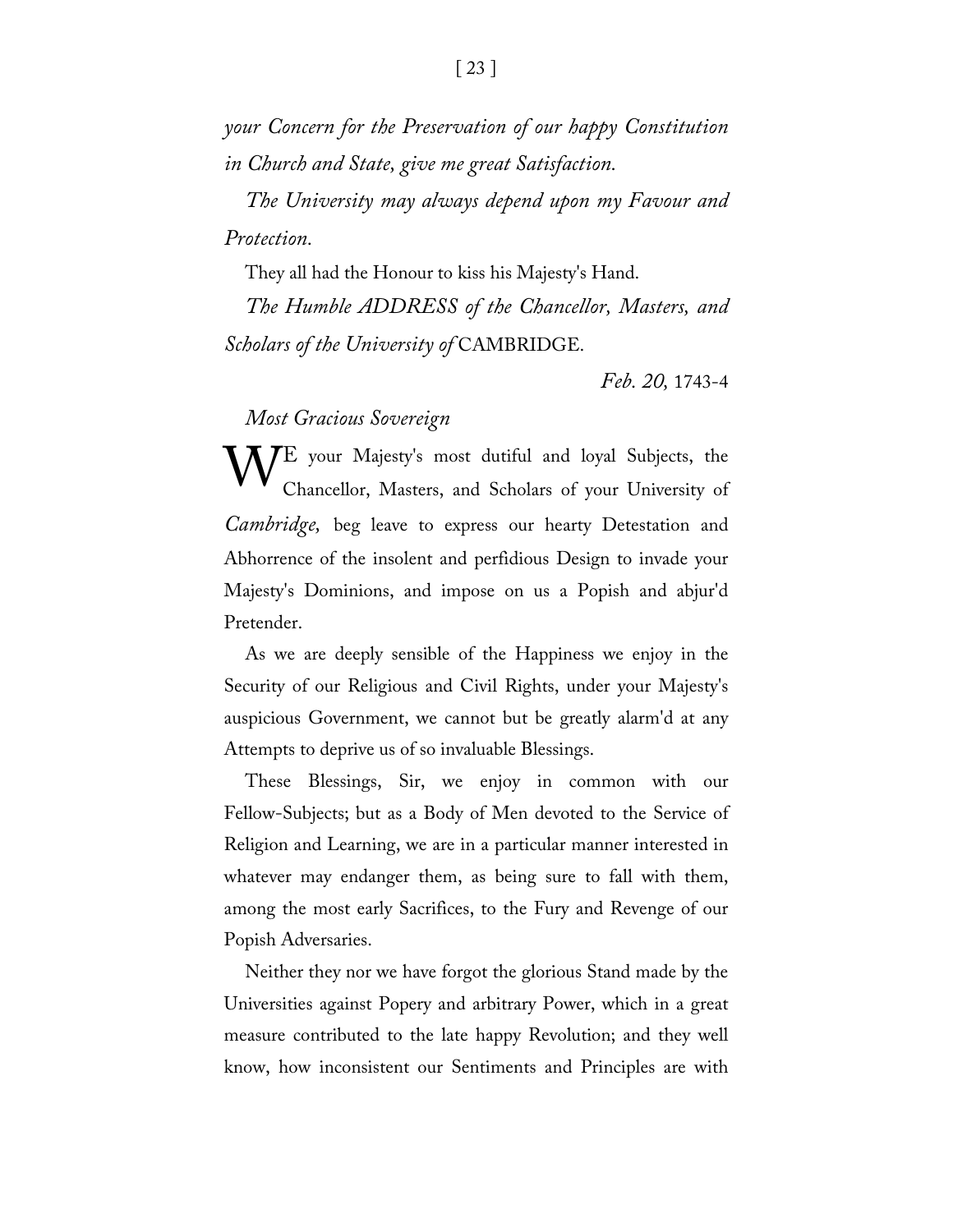*your Concern for the Preservation of our happy Constitution in Church and State, give me great Satisfaction.*

*The University may always depend upon my Favour and Protection.*

They all had the Honour to kiss his Majesty's Hand.

*The Humble ADDRESS of the Chancellor, Masters, and Scholars of the University of* CAMBRIDGE.

*Feb. 20,* 1743-4

*Most Gracious Sovereign*

WE your Majesty's most dutiful and loyal Subjects, the Chancellor, Masters, and Scholars of your University of *Cambridge,* beg leave to express our hearty Detestation and Abhorrence of the insolent and perfidious Design to invade your Majesty's Dominions, and impose on us a Popish and abjur'd Pretender.

As we are deeply sensible of the Happiness we enjoy in the Security of our Religious and Civil Rights, under your Majesty's auspicious Government, we cannot but be greatly alarm'd at any Attempts to deprive us of so invaluable Blessings.

These Blessings, Sir, we enjoy in common with our Fellow-Subjects; but as a Body of Men devoted to the Service of Religion and Learning, we are in a particular manner interested in whatever may endanger them, as being sure to fall with them, among the most early Sacrifices, to the Fury and Revenge of our Popish Adversaries.

Neither they nor we have forgot the glorious Stand made by the Universities against Popery and arbitrary Power, which in a great measure contributed to the late happy Revolution; and they well know, how inconsistent our Sentiments and Principles are with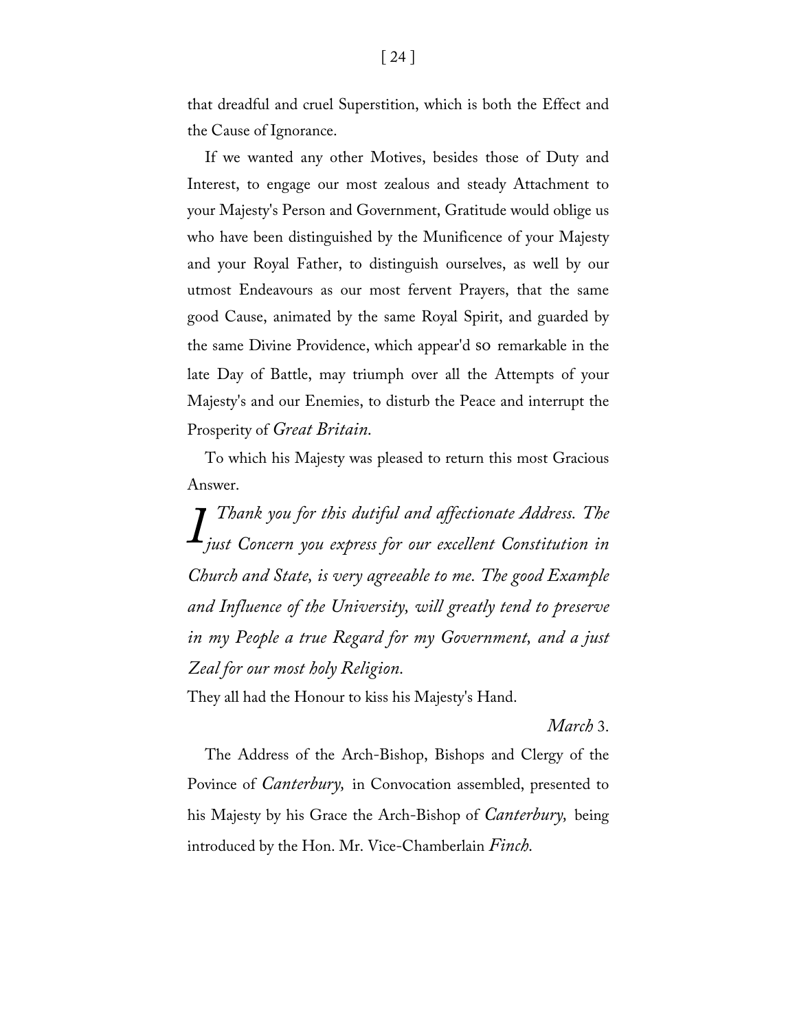that dreadful and cruel Superstition, which is both the Effect and the Cause of Ignorance.

If we wanted any other Motives, besides those of Duty and Interest, to engage our most zealous and steady Attachment to your Majesty's Person and Government, Gratitude would oblige us who have been distinguished by the Munificence of your Majesty and your Royal Father, to distinguish ourselves, as well by our utmost Endeavours as our most fervent Prayers, that the same good Cause, animated by the same Royal Spirit, and guarded by the same Divine Providence, which appear'd so remarkable in the late Day of Battle, may triumph over all the Attempts of your Majesty's and our Enemies, to disturb the Peace and interrupt the Prosperity of *Great Britain*.

To which his Majesty was pleased to return this most Gracious Answer.

*I Thank you for this dutiful and affectionate Address. The just Concern you express for our excellent Constitution in Church and State, is very agreeable to me. The good Example and Influence of the University, will greatly tend to preserve in my People a true Regard for my Government, and a just Zeal for our most holy Religion.*

They all had the Honour to kiss his Majesty's Hand.

*March* 3.

The Address of the Arch-Bishop, Bishops and Clergy of the Povince of *Canterbury,* in Convocation assembled, presented to his Majesty by his Grace the Arch-Bishop of *Canterbury,* being introduced by the Hon. Mr. Vice-Chamberlain *Finch*.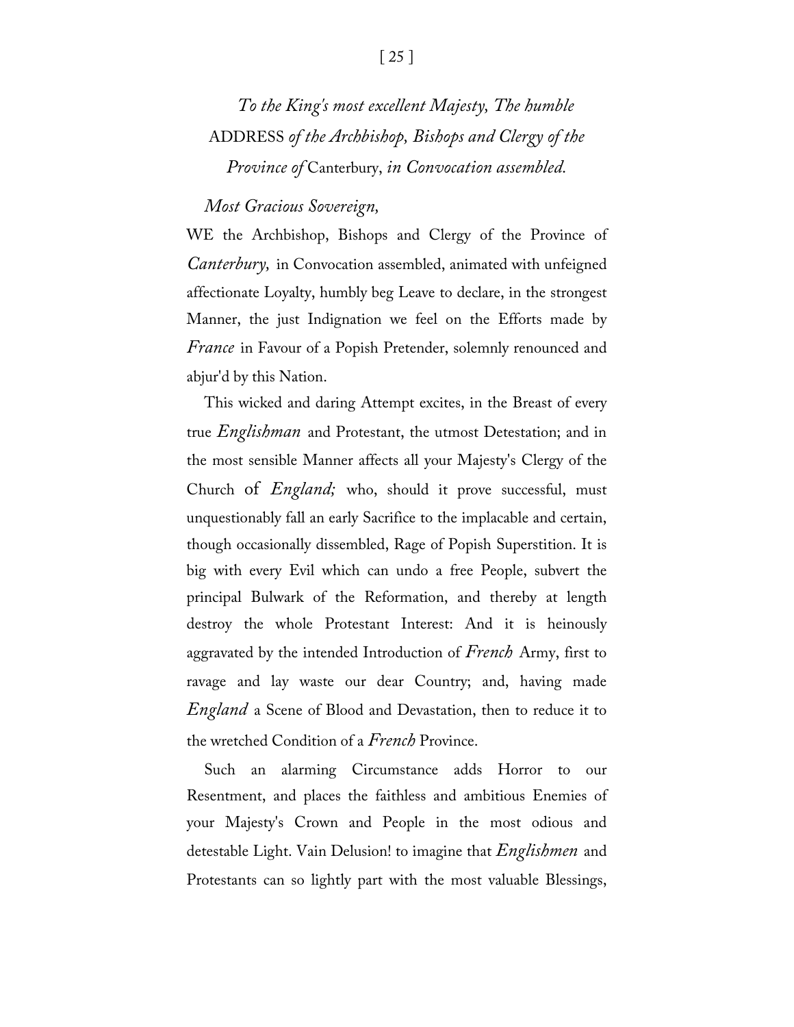*To the King's most excellent Majesty, The humble* ADDRESS *of the Archbishop, Bishops and Clergy of the Province of* Canterbury, *in Convocation assembled.*

*Most Gracious Sovereign,*

WE the Archbishop, Bishops and Clergy of the Province of *Canterbury,* in Convocation assembled, animated with unfeigned affectionate Loyalty, humbly beg Leave to declare, in the strongest Manner, the just Indignation we feel on the Efforts made by *France* in Favour of a Popish Pretender, solemnly renounced and abjur'd by this Nation.

This wicked and daring Attempt excites, in the Breast of every true *Englishman* and Protestant, the utmost Detestation; and in the most sensible Manner affects all your Majesty's Clergy of the Church of *England;* who, should it prove successful, must unquestionably fall an early Sacrifice to the implacable and certain, though occasionally dissembled, Rage of Popish Superstition. It is big with every Evil which can undo a free People, subvert the principal Bulwark of the Reformation, and thereby at length destroy the whole Protestant Interest: And it is heinously aggravated by the intended Introduction of *French* Army, first to ravage and lay waste our dear Country; and, having made *England* a Scene of Blood and Devastation, then to reduce it to the wretched Condition of a *French* Province.

Such an alarming Circumstance adds Horror to our Resentment, and places the faithless and ambitious Enemies of your Majesty's Crown and People in the most odious and detestable Light. Vain Delusion! to imagine that *Englishmen* and Protestants can so lightly part with the most valuable Blessings,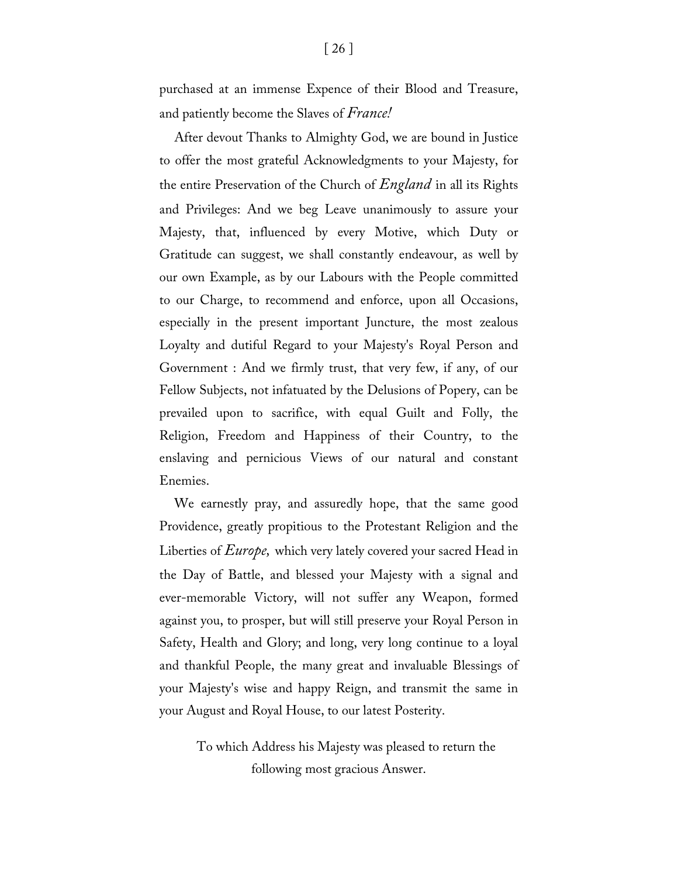purchased at an immense Expence of their Blood and Treasure, and patiently become the Slaves of *France!*

After devout Thanks to Almighty God, we are bound in Justice to offer the most grateful Acknowledgments to your Majesty, for the entire Preservation of the Church of *England* in all its Rights and Privileges: And we beg Leave unanimously to assure your Majesty, that, influenced by every Motive, which Duty or Gratitude can suggest, we shall constantly endeavour, as well by our own Example, as by our Labours with the People committed to our Charge, to recommend and enforce, upon all Occasions, especially in the present important Juncture, the most zealous Loyalty and dutiful Regard to your Majesty's Royal Person and Government : And we firmly trust, that very few, if any, of our Fellow Subjects, not infatuated by the Delusions of Popery, can be prevailed upon to sacrifice, with equal Guilt and Folly, the Religion, Freedom and Happiness of their Country, to the enslaving and pernicious Views of our natural and constant Enemies.

We earnestly pray, and assuredly hope, that the same good Providence, greatly propitious to the Protestant Religion and the Liberties of *Europe,* which very lately covered your sacred Head in the Day of Battle, and blessed your Majesty with a signal and ever-memorable Victory, will not suffer any Weapon, formed against you, to prosper, but will still preserve your Royal Person in Safety, Health and Glory; and long, very long continue to a loyal and thankful People, the many great and invaluable Blessings of your Majesty's wise and happy Reign, and transmit the same in your August and Royal House, to our latest Posterity.

To which Address his Majesty was pleased to return the following most gracious Answer.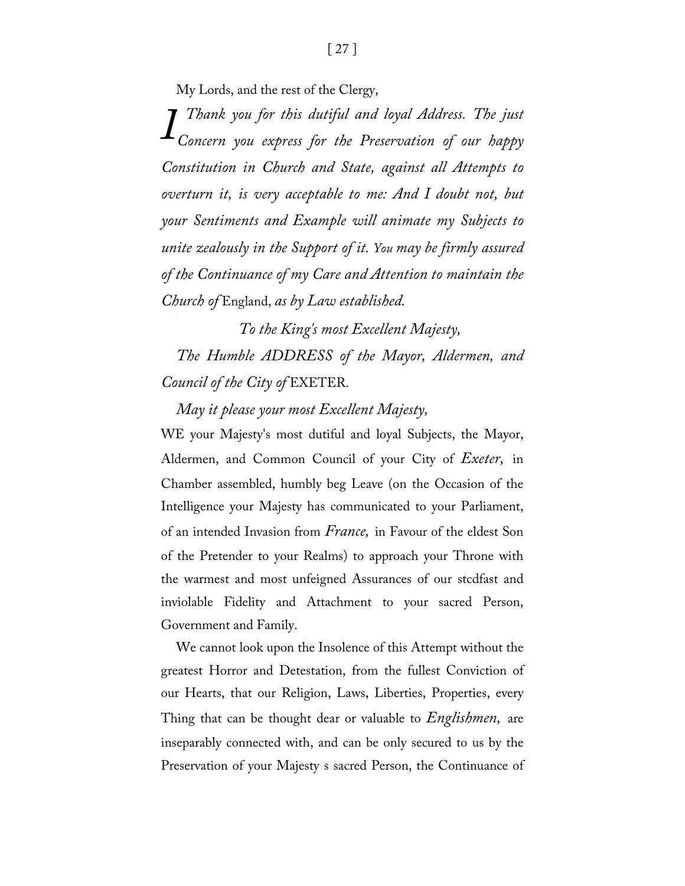My Lords, and the rest of the Clergy,

*I Thank you for this dutiful and loyal Address. The just Concern you express for the Preservation of our happy Constitution in Church and State, against all Attempts to overturn it, is very acceptable to me: And I doubt not, but your Sentiments and Example will animate my Subjects to unite zealously in the Support of it. You may be firmly assured of the Continuance of my Care and Attention to maintain the Church of* England, *as by Law established.*

*To the King's most Excellent Majesty,*

*The Humble ADDRESS of the Mayor, Aldermen, and Council of the City of* EXETER.

*May it please your most Excellent Majesty,*

WE your Majesty's most dutiful and loyal Subjects, the Mayor, Aldermen, and Common Council of your City of *Exeter,* in Chamber assembled, humbly beg Leave (on the Occasion of the Intelligence your Majesty has communicated to your Parliament, of an intended Invasion from *France,* in Favour of the eldest Son of the Pretender to your Realms) to approach your Throne with the warmest and most unfeigned Assurances of our stcdfast and inviolable Fidelity and Attachment to your sacred Person, Government and Family.

We cannot look upon the Insolence of this Attempt without the greatest Horror and Detestation, from the fullest Conviction of our Hearts, that our Religion, Laws, Liberties, Properties, every Thing that can be thought dear or valuable to *Englishmen,* are inseparably connected with, and can be only secured to us by the Preservation of your Majesty s sacred Person, the Continuance of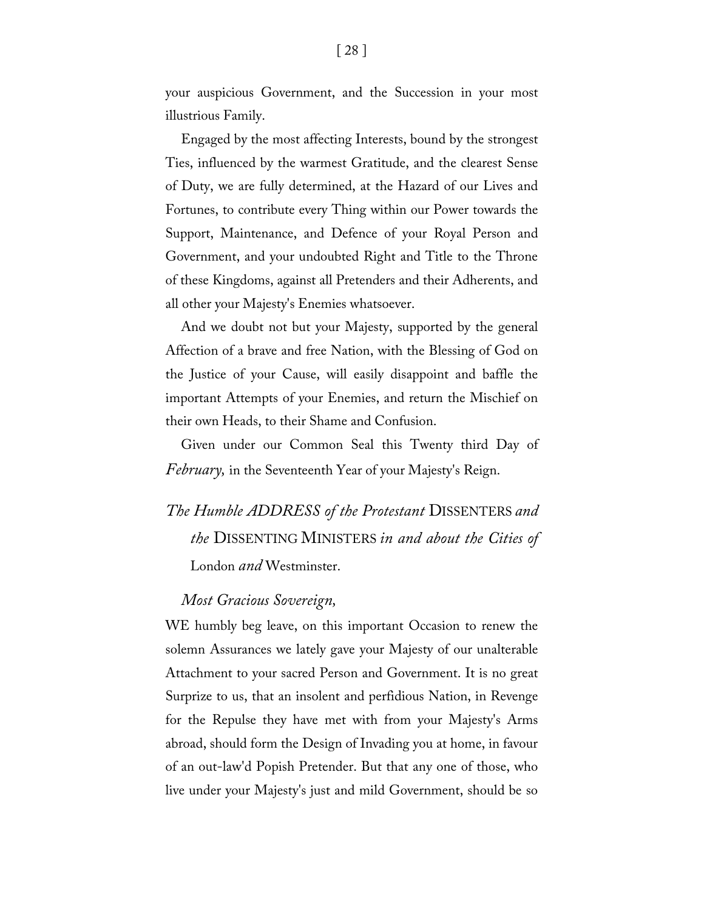your auspicious Government, and the Succession in your most illustrious Family.

Engaged by the most affecting Interests, bound by the strongest Ties, influenced by the warmest Gratitude, and the clearest Sense of Duty, we are fully determined, at the Hazard of our Lives and Fortunes, to contribute every Thing within our Power towards the Support, Maintenance, and Defence of your Royal Person and Government, and your undoubted Right and Title to the Throne of these Kingdoms, against all Pretenders and their Adherents, and all other your Majesty's Enemies whatsoever.

And we doubt not but your Majesty, supported by the general Affection of a brave and free Nation, with the Blessing of God on the Justice of your Cause, will easily disappoint and baffle the important Attempts of your Enemies, and return the Mischief on their own Heads, to their Shame and Confusion.

Given under our Common Seal this Twenty third Day of *February,* in the Seventeenth Year of your Majesty's Reign.

## *The Humble ADDRESS of the Protestant* DISSENTERS *and the* DISSENTING MINISTERS *in and about the Cities of* London *and* Westminster.

*Most Gracious Sovereign,*

WE humbly beg leave, on this important Occasion to renew the solemn Assurances we lately gave your Majesty of our unalterable Attachment to your sacred Person and Government. It is no great Surprize to us, that an insolent and perfidious Nation, in Revenge for the Repulse they have met with from your Majesty's Arms abroad, should form the Design of Invading you at home, in favour of an out-law'd Popish Pretender. But that any one of those, who live under your Majesty's just and mild Government, should be so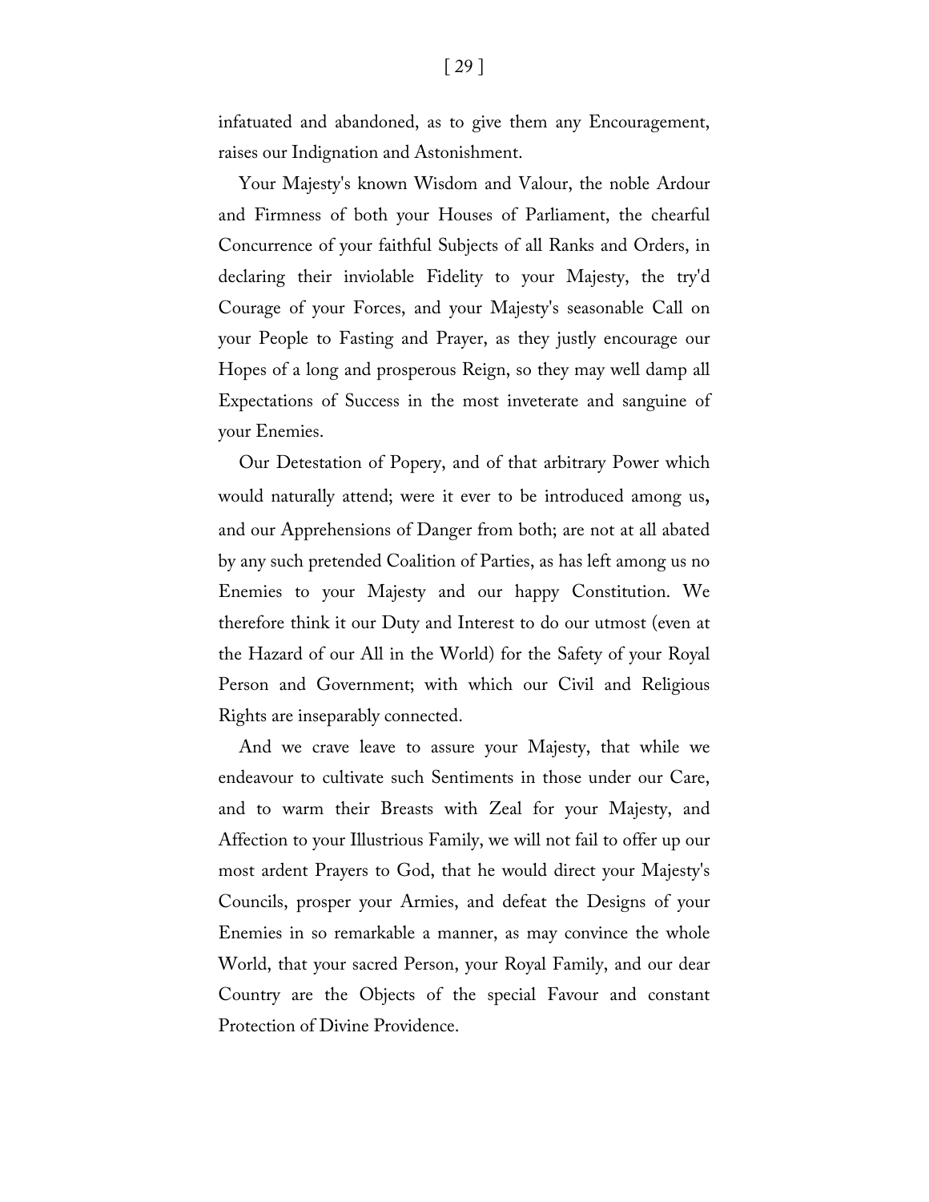infatuated and abandoned, as to give them any Encouragement, raises our Indignation and Astonishment.

Your Majesty's known Wisdom and Valour, the noble Ardour and Firmness of both your Houses of Parliament, the chearful Concurrence of your faithful Subjects of all Ranks and Orders, in declaring their inviolable Fidelity to your Majesty, the try'd Courage of your Forces, and your Majesty's seasonable Call on your People to Fasting and Prayer, as they justly encourage our Hopes of a long and prosperous Reign, so they may well damp all Expectations of Success in the most inveterate and sanguine of your Enemies.

Our Detestation of Popery, and of that arbitrary Power which would naturally attend; were it ever to be introduced among us, and our Apprehensions of Danger from both; are not at all abated by any such pretended Coalition of Parties, as has left among us no Enemies to your Majesty and our happy Constitution. We therefore think it our Duty and Interest to do our utmost (even at the Hazard of our All in the World) for the Safety of your Royal Person and Government; with which our Civil and Religious Rights are inseparably connected.

And we crave leave to assure your Majesty, that while we endeavour to cultivate such Sentiments in those under our Care, and to warm their Breasts with Zeal for your Majesty, and Affection to your Illustrious Family, we will not fail to offer up our most ardent Prayers to God, that he would direct your Majesty's Councils, prosper your Armies, and defeat the Designs of your Enemies in so remarkable a manner, as may convince the whole World, that your sacred Person, your Royal Family, and our dear Country are the Objects of the special Favour and constant Protection of Divine Providence.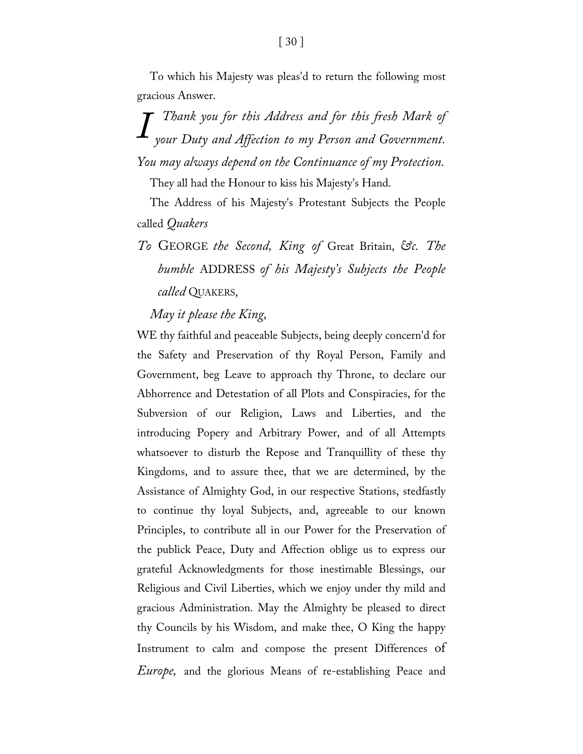To which his Majesty was pleas'd to return the following most gracious Answer.

*I Thank you for this Address and for this fresh Mark of your Duty and Affection to my Person and Government. You may always depend on the Continuance of my Protection.*

They all had the Honour to kiss his Majesty's Hand.

The Address of his Majesty's Protestant Subjects the People called *Quakers*

*To* GEORGE *the Second, King of* Great Britain, *&c. The humble* ADDRESS *of his Majesty's Subjects the People called* QUAKERS,

*May it please the King,*

WE thy faithful and peaceable Subjects, being deeply concern'd for the Safety and Preservation of thy Royal Person, Family and Government, beg Leave to approach thy Throne, to declare our Abhorrence and Detestation of all Plots and Conspiracies, for the Subversion of our Religion, Laws and Liberties, and the introducing Popery and Arbitrary Power, and of all Attempts whatsoever to disturb the Repose and Tranquillity of these thy Kingdoms, and to assure thee, that we are determined, by the Assistance of Almighty God, in our respective Stations, stedfastly to continue thy loyal Subjects, and, agreeable to our known Principles, to contribute all in our Power for the Preservation of the publick Peace, Duty and Affection oblige us to express our grateful Acknowledgments for those inestimable Blessings, our Religious and Civil Liberties, which we enjoy under thy mild and gracious Administration. May the Almighty be pleased to direct thy Councils by his Wisdom, and make thee, O King the happy Instrument to calm and compose the present Differences of *Europe,* and the glorious Means of re-establishing Peace and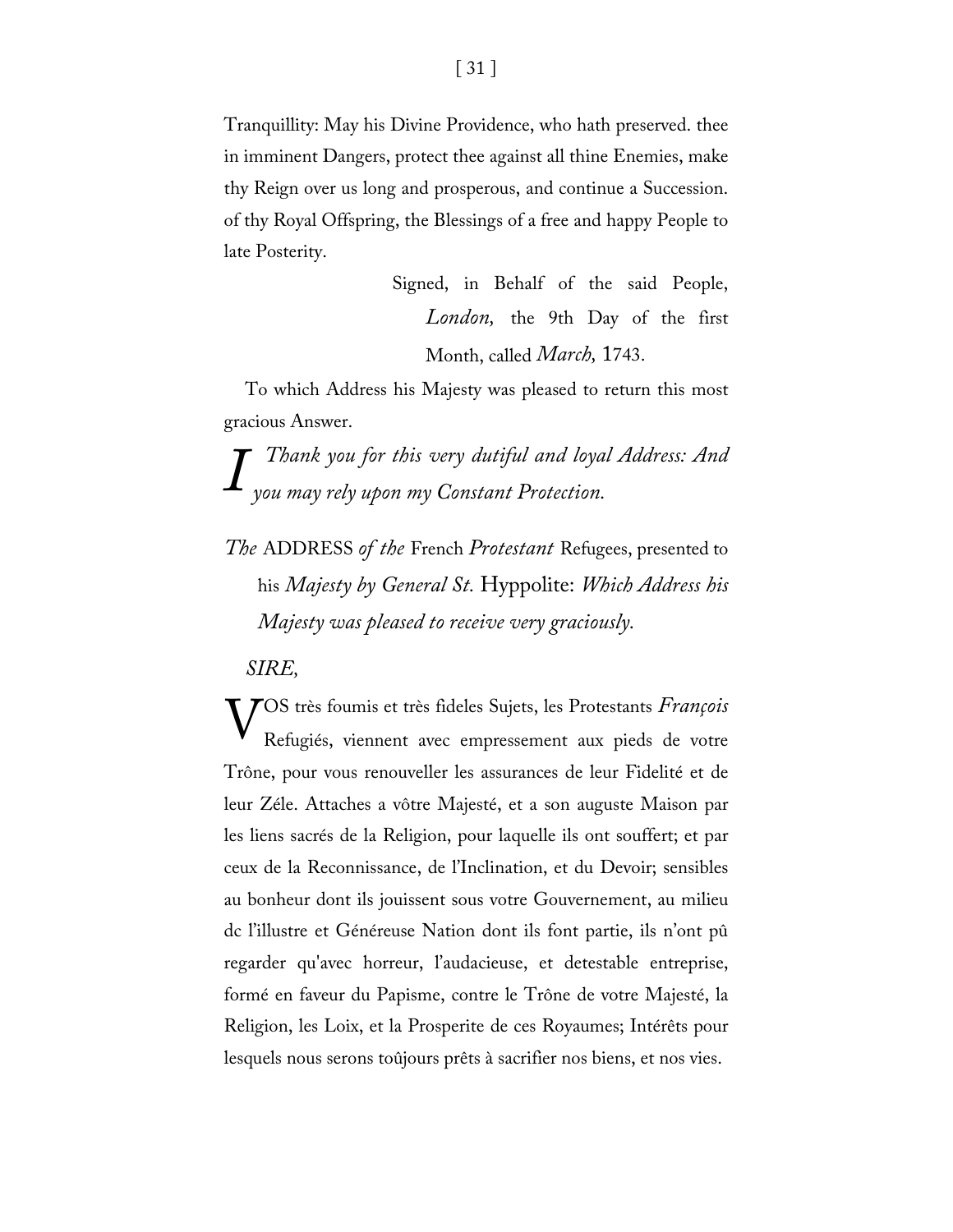Tranquillity: May his Divine Providence, who hath preserved. thee in imminent Dangers, protect thee against all thine Enemies, make thy Reign over us long and prosperous, and continue a Succession. of thy Royal Offspring, the Blessings of a free and happy People to late Posterity.

Signed, in Behalf of the said People, *London*, the 9th Day of the first Month, called *March*, 1743.

To which Address his Majesty was pleased to return this most gracious Answer.

*I Thank you for this very dutiful and loyal Address: And you may rely upon my Constant Protection.*

*The* ADDRESS *of the* French *Protestant* Refugees, presented to his *Majesty by General St.* Hyppolite: *Which Address his Majesty was pleased to receive very graciously.*

*SIRE,*

VOS très foumis et très fideles Sujets, les Protestants *François* Refugiés, viennent avec empressement aux pieds de votre Trône, pour vous renouveller les assurances de leur Fidelité et de leur Zéle. Attaches a vôtre Majesté, et a son auguste Maison par les liens sacrés de la Religion, pour laquelle ils ont souffert; et par ceux de la Reconnissance, de l'Inclination, et du Devoir; sensibles au bonheur dont ils jouissent sous votre Gouvernement, au milieu dc l'illustre et Généreuse Nation dont ils font partie, ils n'ont pû regarder qu'avec horreur, l'audacieuse, et detestable entreprise, formé en faveur du Papisme, contre le Trône de votre Majesté, la Religion, les Loix, et la Prosperite de ces Royaumes; Intérêts pour lesquels nous serons toûjours prêts à sacrifier nos biens, et nos vies.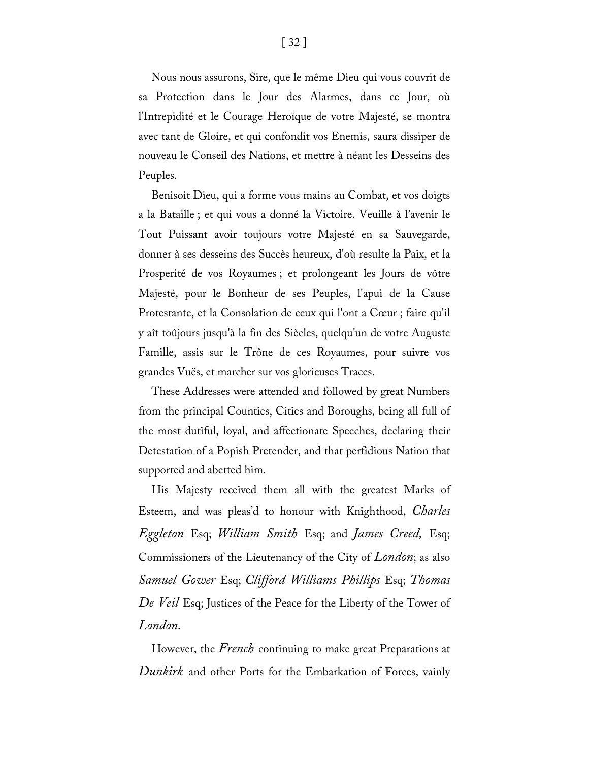Nous nous assurons, Sire, que le même Dieu qui vous couvrit de sa Protection dans le Jour des Alarmes, dans ce Jour, où l'Intrepidité et le Courage Heroïque de votre Majesté, se montra avec tant de Gloire, et qui confondit vos Enemis, saura dissiper de nouveau le Conseil des Nations, et mettre à néant les Desseins des Peuples.

Benisoit Dieu, qui a forme vous mains au Combat, et vos doigts a la Bataille ; et qui vous a donné la Victoire. Veuille à l'avenir le Tout Puissant avoir toujours votre Majesté en sa Sauvegarde, donner à ses desseins des Succès heureux, d'où resulte la Paix, et la Prosperité de vos Royaumes ; et prolongeant les Jours de vôtre Majesté, pour le Bonheur de ses Peuples, l'apui de la Cause Protestante, et la Consolation de ceux qui l'ont a Cœur ; faire qu'il y aît toûjours jusqu'à la fin des Siècles, quelqu'un de votre Auguste Famille, assis sur le Trône de ces Royaumes, pour suivre vos grandes Vuës, et marcher sur vos glorieuses Traces.

These Addresses were attended and followed by great Numbers from the principal Counties, Cities and Boroughs, being all full of the most dutiful, loyal, and affectionate Speeches, declaring their Detestation of a Popish Pretender, and that perfidious Nation that supported and abetted him.

His Majesty received them all with the greatest Marks of Esteem, and was pleas'd to honour with Knighthood, *Charles Eggleton* Esq; *William Smith* Esq; and *James Creed,* Esq; Commissioners of the Lieutenancy of the City of *London*; as also *Samuel Gower* Esq; *Clifford Williams Phillips* Esq; *Thomas De Veil* Esq; Justices of the Peace for the Liberty of the Tower of *London.*

However, the *French* continuing to make great Preparations at *Dunkirk* and other Ports for the Embarkation of Forces, vainly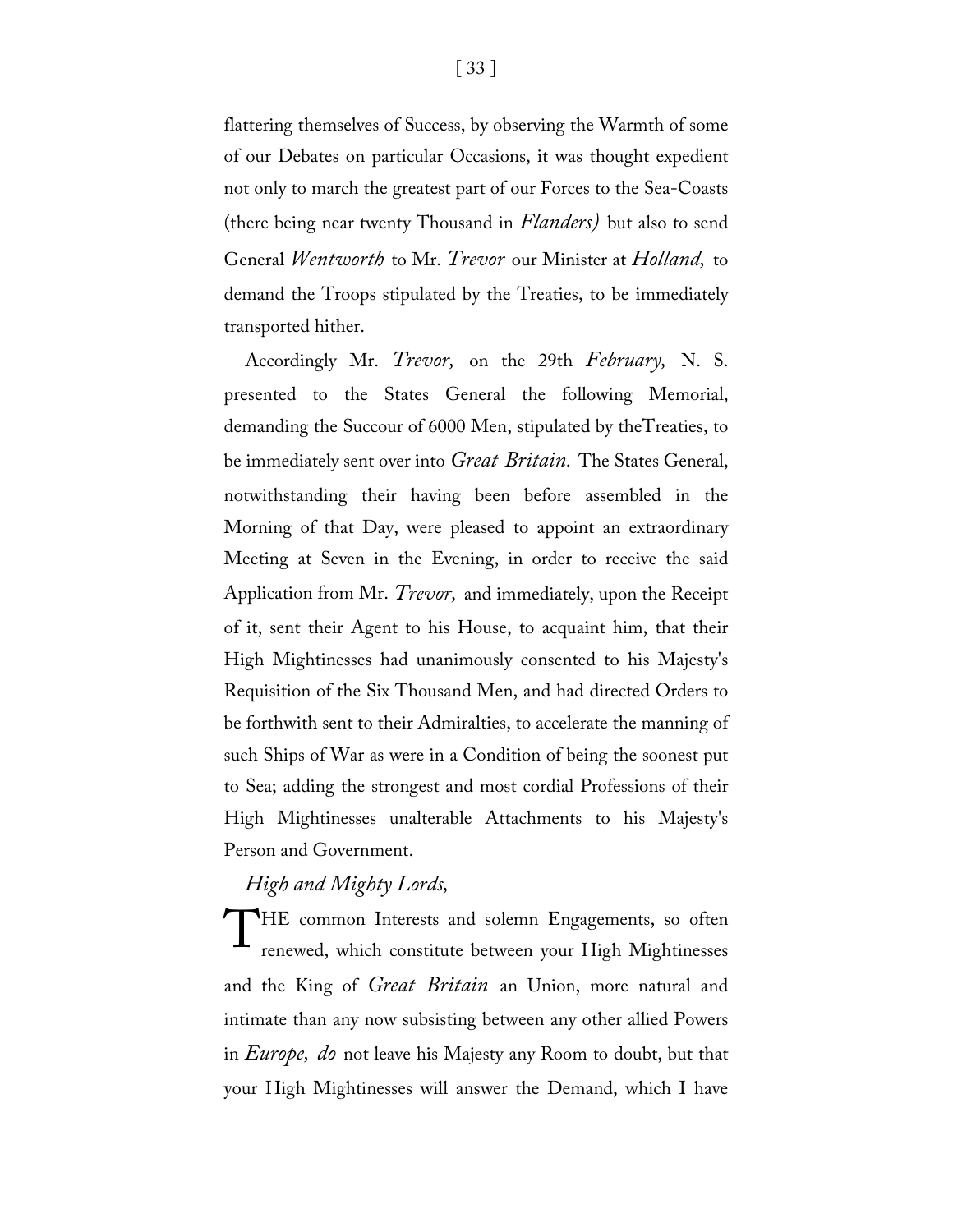flattering themselves of Success, by observing the Warmth of some of our Debates on particular Occasions, it was thought expedient not only to march the greatest part of our Forces to the Sea-Coasts (there being near twenty Thousand in *Flanders)* but also to send General *Wentworth* to Mr. *Trevor* our Minister at *Holland,* to demand the Troops stipulated by the Treaties, to be immediately transported hither.

Accordingly Mr. *Trevor,* on the 29th *February,* N. S. presented to the States General the following Memorial, demanding the Succour of 6000 Men, stipulated by theTreaties, to be immediately sent over into *Great Britain.* The States General, notwithstanding their having been before assembled in the Morning of that Day, were pleased to appoint an extraordinary Meeting at Seven in the Evening, in order to receive the said Application from Mr. *Trevor,* and immediately, upon the Receipt of it, sent their Agent to his House, to acquaint him, that their High Mightinesses had unanimously consented to his Majesty's Requisition of the Six Thousand Men, and had directed Orders to be forthwith sent to their Admiralties, to accelerate the manning of such Ships of War as were in a Condition of being the soonest put to Sea; adding the strongest and most cordial Professions of their High Mightinesses unalterable Attachments to his Majesty's Person and Government.

*High and Mighty Lords,*

THE common Interests and solemn Engagements, so often renewed, which constitute between your High Mightinesses and the King of *Great Britain* an Union, more natural and intimate than any now subsisting between any other allied Powers in *Europe, do* not leave his Majesty any Room to doubt, but that your High Mightinesses will answer the Demand, which I have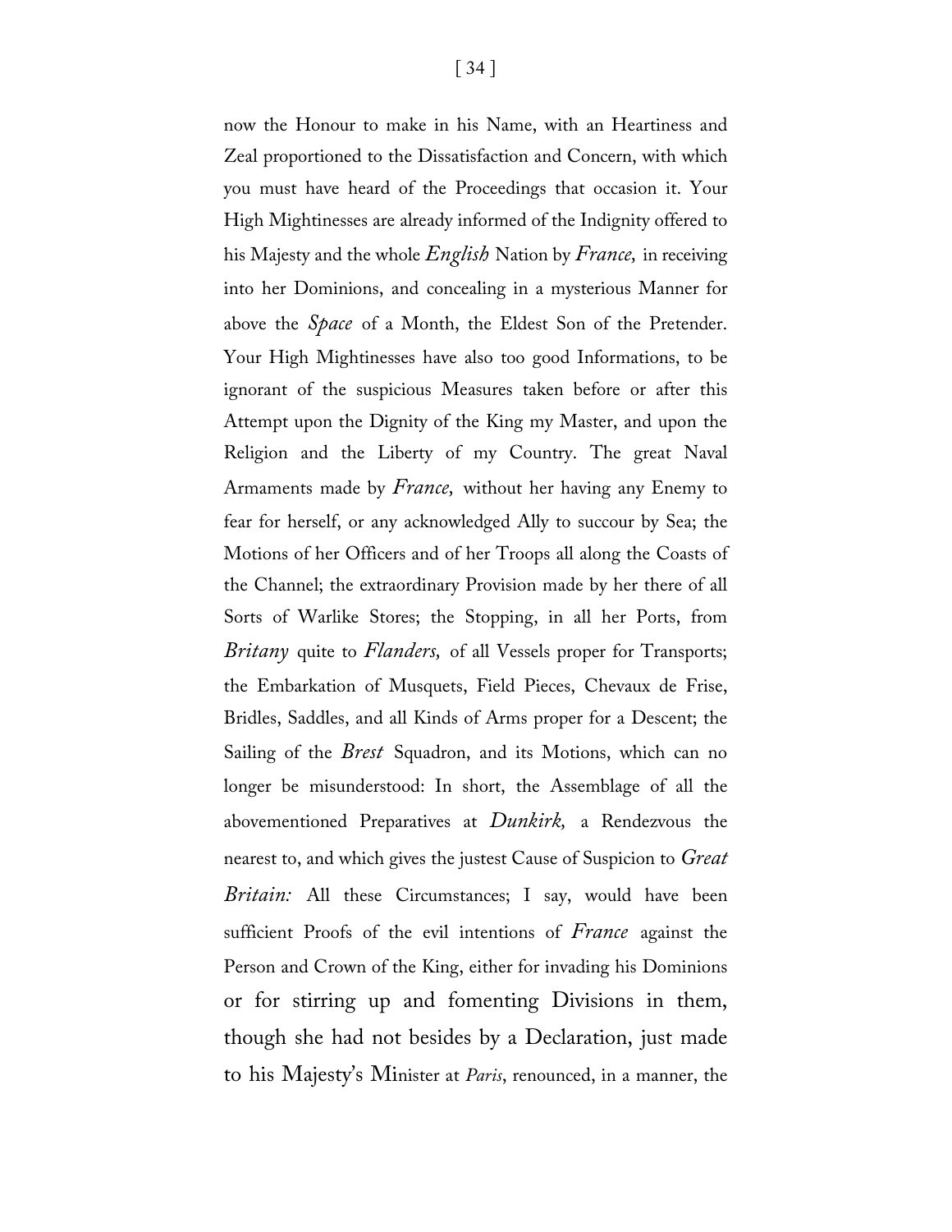now the Honour to make in his Name, with an Heartiness and Zeal proportioned to the Dissatisfaction and Concern, with which you must have heard of the Proceedings that occasion it. Your High Mightinesses are already informed of the Indignity offered to his Majesty and the whole *English* Nation by *France,* in receiving into her Dominions, and concealing in a mysterious Manner for above the *Space* of a Month, the Eldest Son of the Pretender. Your High Mightinesses have also too good Informations, to be ignorant of the suspicious Measures taken before or after this Attempt upon the Dignity of the King my Master, and upon the Religion and the Liberty of my Country. The great Naval Armaments made by *France,* without her having any Enemy to fear for herself, or any acknowledged Ally to succour by Sea; the Motions of her Officers and of her Troops all along the Coasts of the Channel; the extraordinary Provision made by her there of all Sorts of Warlike Stores; the Stopping, in all her Ports, from *Britany* quite to *Flanders,* of all Vessels proper for Transports; the Embarkation of Musquets, Field Pieces, Chevaux de Frise, Bridles, Saddles, and all Kinds of Arms proper for a Descent; the Sailing of the *Brest* Squadron, and its Motions, which can no longer be misunderstood: In short, the Assemblage of all the abovementioned Preparatives at *Dunkirk,* a Rendezvous the nearest to, and which gives the justest Cause of Suspicion to *Great Britain:* All these Circumstances; I say, would have been sufficient Proofs of the evil intentions of *France* against the Person and Crown of the King, either for invading his Dominions or for stirring up and fomenting Divisions in them, though she had not besides by a Declaration, just made to his Majesty's Minister at *Paris*, renounced, in a manner, the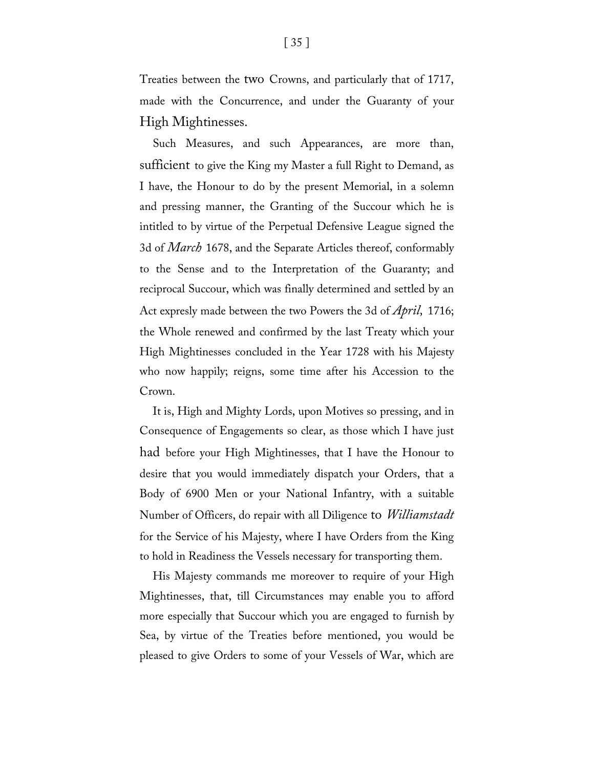Treaties between the two Crowns, and particularly that of 1717, made with the Concurrence, and under the Guaranty of your High Mightinesses.

Such Measures, and such Appearances, are more than, sufficient to give the King my Master a full Right to Demand, as I have, the Honour to do by the present Memorial, in a solemn and pressing manner, the Granting of the Succour which he is intitled to by virtue of the Perpetual Defensive League signed the 3d of *March* 1678, and the Separate Articles thereof, conformably to the Sense and to the Interpretation of the Guaranty; and reciprocal Succour, which was finally determined and settled by an Act expresly made between the two Powers the 3d of *April,* 1716; the Whole renewed and confirmed by the last Treaty which your High Mightinesses concluded in the Year 1728 with his Majesty who now happily; reigns, some time after his Accession to the Crown.

It is, High and Mighty Lords, upon Motives so pressing, and in Consequence of Engagements so clear, as those which I have just had before your High Mightinesses, that I have the Honour to desire that you would immediately dispatch your Orders, that a Body of 6900 Men or your National Infantry, with a suitable Number of Officers, do repair with all Diligence to *Williamstadt* for the Service of his Majesty, where I have Orders from the King to hold in Readiness the Vessels necessary for transporting them.

His Majesty commands me moreover to require of your High Mightinesses, that, till Circumstances may enable you to afford more especially that Succour which you are engaged to furnish by Sea, by virtue of the Treaties before mentioned, you would be pleased to give Orders to some of your Vessels of War, which are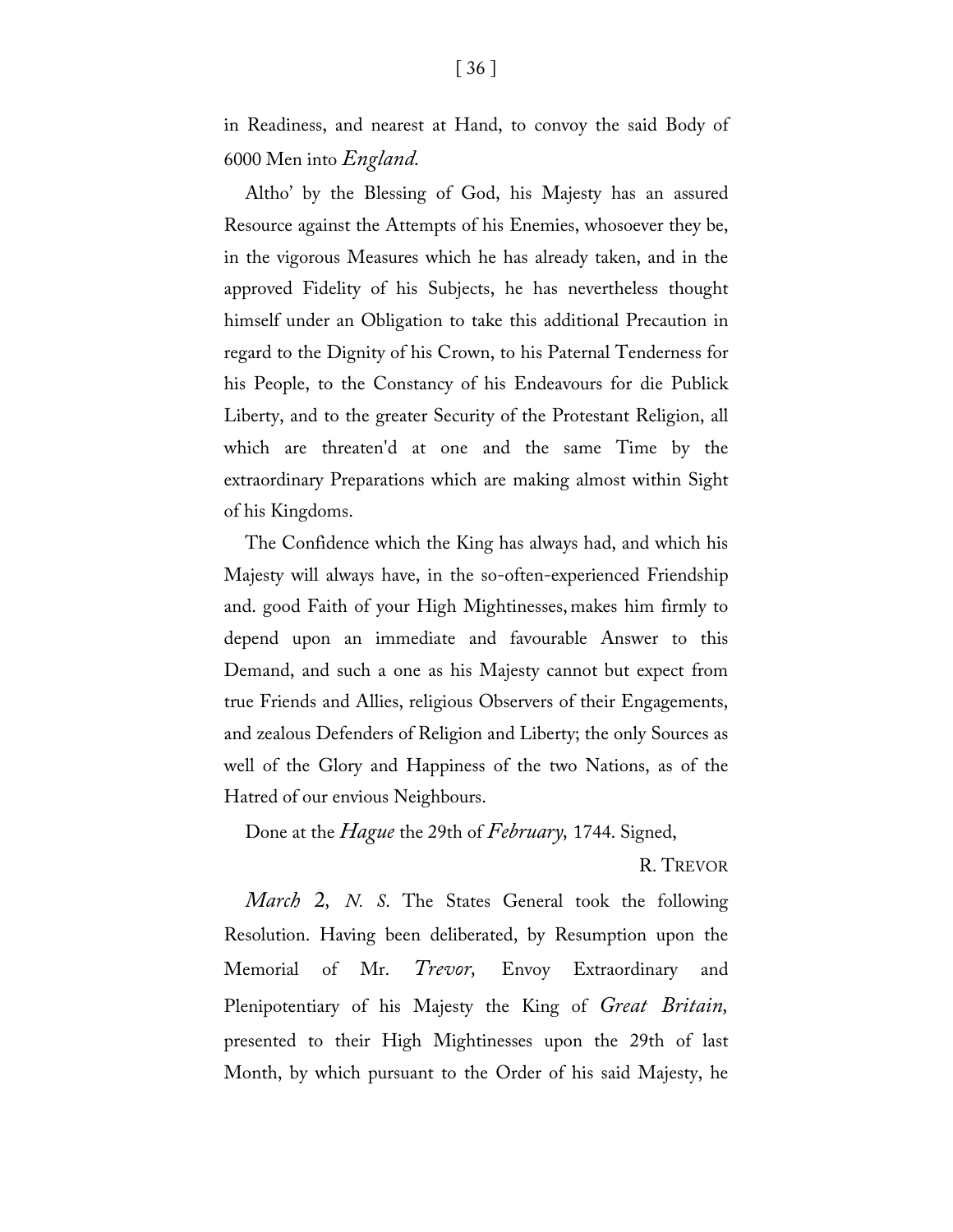in Readiness, and nearest at Hand, to convoy the said Body of 6000 Men into *England*.

Altho' by the Blessing of God, his Majesty has an assured Resource against the Attempts of his Enemies, whosoever they be, in the vigorous Measures which he has already taken, and in the approved Fidelity of his Subjects, he has nevertheless thought himself under an Obligation to take this additional Precaution in regard to the Dignity of his Crown, to his Paternal Tenderness for his People, to the Constancy of his Endeavours for die Publick Liberty, and to the greater Security of the Protestant Religion, all which are threaten'd at one and the same Time by the extraordinary Preparations which are making almost within Sight of his Kingdoms.

The Confidence which the King has always had, and which his Majesty will always have, in the so-often-experienced Friendship and. good Faith of your High Mightinesses, makes him firmly to depend upon an immediate and favourable Answer to this Demand, and such a one as his Majesty cannot but expect from true Friends and Allies, religious Observers of their Engagements, and zealous Defenders of Religion and Liberty; the only Sources as well of the Glory and Happiness of the two Nations, as of the Hatred of our envious Neighbours.

Done at the *Hague* the 29th of *February,* 1744. Signed,

R. TREVOR

*March* 2, *N. S.* The States General took the following Resolution. Having been deliberated, by Resumption upon the Memorial of Mr. *Trevor,* Envoy Extraordinary and Plenipotentiary of his Majesty the King of *Great Britain,* presented to their High Mightinesses upon the 29th of last Month, by which pursuant to the Order of his said Majesty, he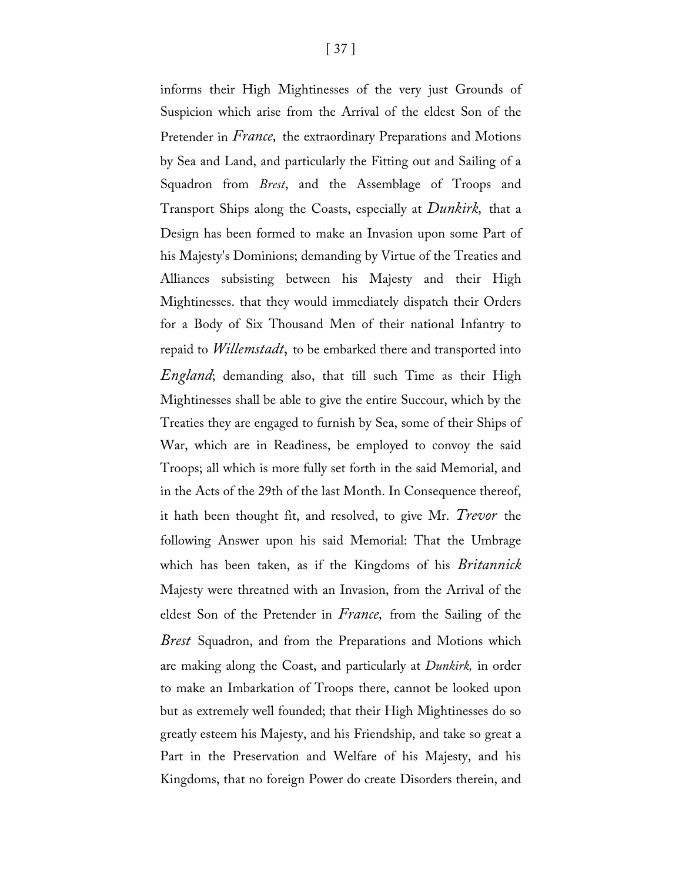informs their High Mightinesses of the very just Grounds of Suspicion which arise from the Arrival of the eldest Son of the Pretender in *France,* the extraordinary Preparations and Motions by Sea and Land, and particularly the Fitting out and Sailing of a Squadron from *Brest*, and the Assemblage of Troops and Transport Ships along the Coasts, especially at *Dunkirk,* that a Design has been formed to make an Invasion upon some Part of his Majesty's Dominions; demanding by Virtue of the Treaties and Alliances subsisting between his Majesty and their High Mightinesses. that they would immediately dispatch their Orders for a Body of Six Thousand Men of their national Infantry to repaid to *Willemstadt*, to be embarked there and transported into *England*; demanding also, that till such Time as their High Mightinesses shall be able to give the entire Succour, which by the Treaties they are engaged to furnish by Sea, some of their Ships of War, which are in Readiness, be employed to convoy the said Troops; all which is more fully set forth in the said Memorial, and in the Acts of the 29th of the last Month. In Consequence thereof, it hath been thought fit, and resolved, to give Mr. *Trevor* the following Answer upon his said Memorial: That the Umbrage which has been taken, as if the Kingdoms of his *Britannick* Majesty were threatned with an Invasion, from the Arrival of the eldest Son of the Pretender in *France,* from the Sailing of the *Brest* Squadron, and from the Preparations and Motions which are making along the Coast, and particularly at *Dunkirk,* in order to make an Imbarkation of Troops there, cannot be looked upon but as extremely well founded; that their High Mightinesses do so greatly esteem his Majesty, and his Friendship, and take so great a Part in the Preservation and Welfare of his Majesty, and his Kingdoms, that no foreign Power do create Disorders therein, and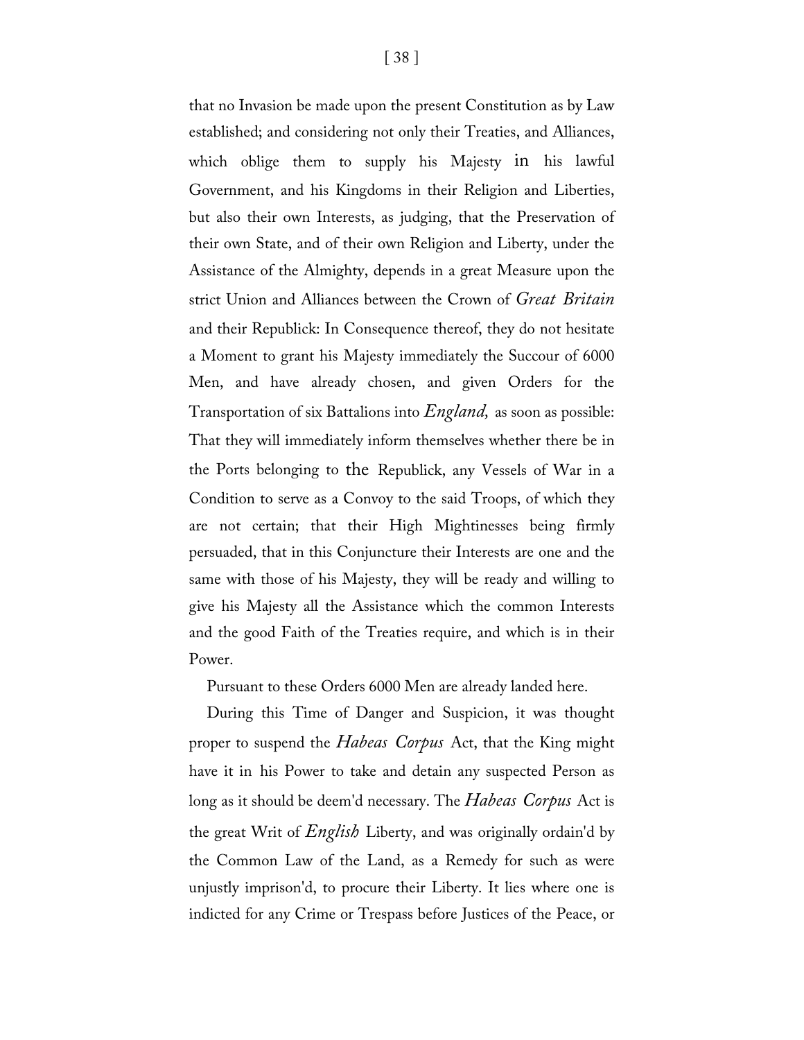that no Invasion be made upon the present Constitution as by Law established; and considering not only their Treaties, and Alliances, which oblige them to supply his Majesty in his lawful Government, and his Kingdoms in their Religion and Liberties, but also their own Interests, as judging, that the Preservation of their own State, and of their own Religion and Liberty, under the Assistance of the Almighty, depends in a great Measure upon the strict Union and Alliances between the Crown of *Great Britain* and their Republick: In Consequence thereof, they do not hesitate a Moment to grant his Majesty immediately the Succour of 6000 Men, and have already chosen, and given Orders for the Transportation of six Battalions into *England,* as soon as possible: That they will immediately inform themselves whether there be in the Ports belonging to the Republick, any Vessels of War in a Condition to serve as a Convoy to the said Troops, of which they are not certain; that their High Mightinesses being firmly persuaded, that in this Conjuncture their Interests are one and the same with those of his Majesty, they will be ready and willing to give his Majesty all the Assistance which the common Interests and the good Faith of the Treaties require, and which is in their Power.

Pursuant to these Orders 6000 Men are already landed here.

During this Time of Danger and Suspicion, it was thought proper to suspend the *Habeas Corpus* Act, that the King might have it in his Power to take and detain any suspected Person as long as it should be deem'd necessary. The *Habeas Corpus* Act is the great Writ of *English* Liberty, and was originally ordain'd by the Common Law of the Land, as a Remedy for such as were unjustly imprison'd, to procure their Liberty. It lies where one is indicted for any Crime or Trespass before Justices of the Peace, or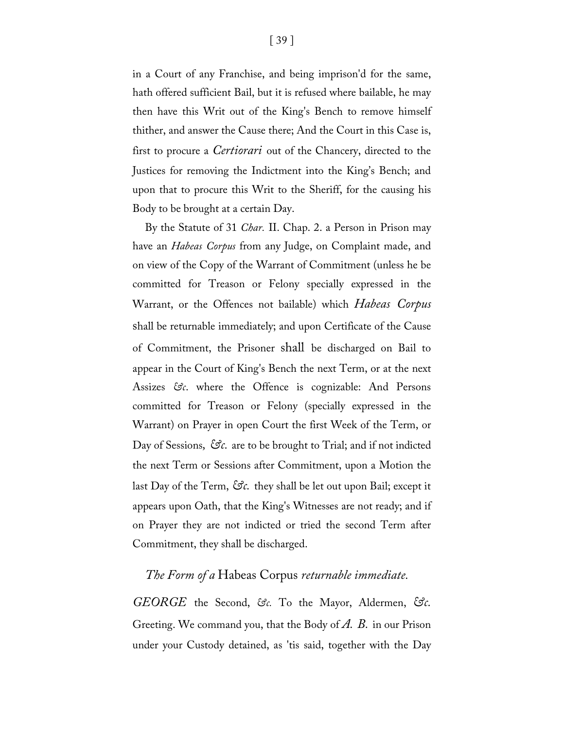in a Court of any Franchise, and being imprison'd for the same, hath offered sufficient Bail, but it is refused where bailable, he may then have this Writ out of the King's Bench to remove himself thither, and answer the Cause there; And the Court in this Case is, first to procure a *Certiorari* out of the Chancery, directed to the Justices for removing the Indictment into the King's Bench; and upon that to procure this Writ to the Sheriff, for the causing his Body to be brought at a certain Day.

By the Statute of 31 *Char.* II. Chap. 2. a Person in Prison may have an *Habeas Corpus* from any Judge, on Complaint made, and on view of the Copy of the Warrant of Commitment (unless he be committed for Treason or Felony specially expressed in the Warrant, or the Offences not bailable) which *Habeas Corpus* shall be returnable immediately; and upon Certificate of the Cause of Commitment, the Prisoner shall be discharged on Bail to appear in the Court of King's Bench the next Term, or at the next Assizes *&c.* where the Offence is cognizable: And Persons committed for Treason or Felony (specially expressed in the Warrant) on Prayer in open Court the first Week of the Term, or Day of Sessions, *&c.* are to be brought to Trial; and if not indicted the next Term or Sessions after Commitment, upon a Motion the last Day of the Term, *&c.* they shall be let out upon Bail; except it appears upon Oath, that the King's Witnesses are not ready; and if on Prayer they are not indicted or tried the second Term after Commitment, they shall be discharged.

### *The Form of a* Habeas Corpus *returnable immediate.*

*GEORGE* the Second, *&c.* To the Mayor, Aldermen, *&c.* Greeting. We command you, that the Body of *A. B.* in our Prison under your Custody detained, as 'tis said, together with the Day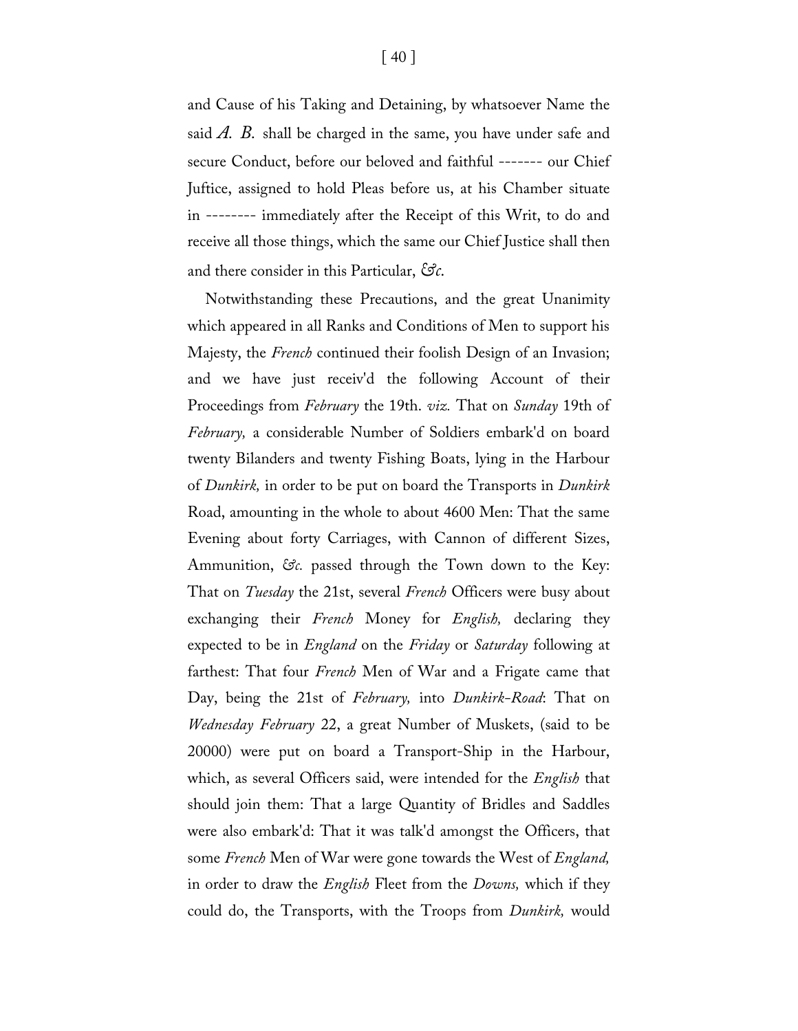and Cause of his Taking and Detaining, by whatsoever Name the said *A. B.* shall be charged in the same, you have under safe and secure Conduct, before our beloved and faithful ------- our Chief Juftice, assigned to hold Pleas before us, at his Chamber situate in -------- immediately after the Receipt of this Writ, to do and receive all those things, which the same our Chief Justice shall then and there consider in this Particular, *&c.*

Notwithstanding these Precautions, and the great Unanimity which appeared in all Ranks and Conditions of Men to support his Majesty, the *French* continued their foolish Design of an Invasion; and we have just receiv'd the following Account of their Proceedings from *February* the 19th. *viz.* That on *Sunday* 19th of *February,* a considerable Number of Soldiers embark'd on board twenty Bilanders and twenty Fishing Boats, lying in the Harbour of *Dunkirk,* in order to be put on board the Transports in *Dunkirk* Road, amounting in the whole to about 4600 Men: That the same Evening about forty Carriages, with Cannon of different Sizes, Ammunition, *&c.* passed through the Town down to the Key: That on *Tuesday* the 21st, several *French* Officers were busy about exchanging their *French* Money for *English,* declaring they expected to be in *England* on the *Friday* or *Saturday* following at farthest: That four *French* Men of War and a Frigate came that Day, being the 21st of *February,* into *Dunkirk-Road*: That on *Wednesday February* 22, a great Number of Muskets, (said to be 20000) were put on board a Transport-Ship in the Harbour, which, as several Officers said, were intended for the *English* that should join them: That a large Quantity of Bridles and Saddles were also embark'd: That it was talk'd amongst the Officers, that some *French* Men of War were gone towards the West of *England,* in order to draw the *English* Fleet from the *Downs,* which if they could do, the Transports, with the Troops from *Dunkirk,* would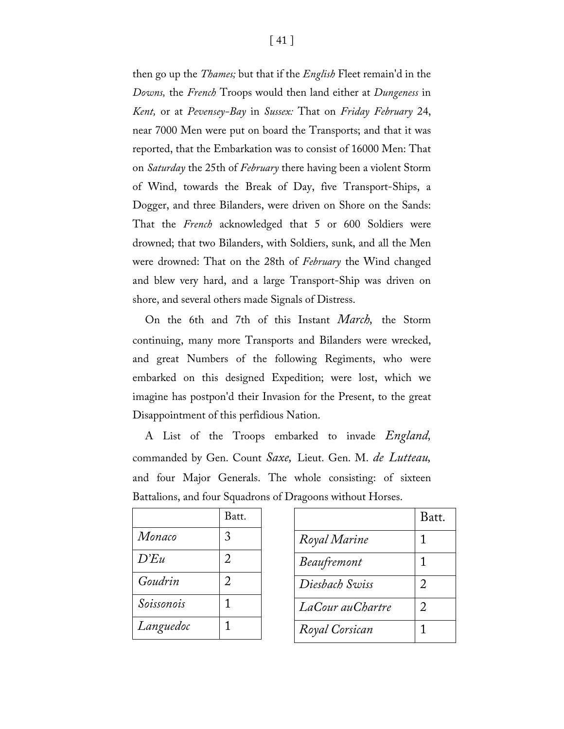then go up the *Thames;* but that if the *English* Fleet remain'd in the *Downs,* the *French* Troops would then land either at *Dungeness* in *Kent,* or at *Pevensey-Bay* in *Sussex:* That on *Friday February* 24, near 7000 Men were put on board the Transports; and that it was reported, that the Embarkation was to consist of 16000 Men: That on *Saturday* the 25th of *February* there having been a violent Storm of Wind, towards the Break of Day, five Transport-Ships, a Dogger, and three Bilanders, were driven on Shore on the Sands: That the *French* acknowledged that 5 or 600 Soldiers were drowned; that two Bilanders, with Soldiers, sunk, and all the Men were drowned: That on the 28th of *February* the Wind changed and blew very hard, and a large Transport-Ship was driven on shore, and several others made Signals of Distress.

On the 6th and 7th of this Instant *March,* the Storm continuing, many more Transports and Bilanders were wrecked, and great Numbers of the following Regiments, who were embarked on this designed Expedition; were lost, which we imagine has postpon'd their Invasion for the Present, to the great Disappointment of this perfidious Nation.

A List of the Troops embarked to invade *England,* commanded by Gen. Count *Saxe,* Lieut. Gen. M. *de Lutteau,* and four Major Generals. The whole consisting: of sixteen Battalions, and four Squadrons of Dragoons without Horses.

| | Batt. |
|---|---|
| *Monaco* | 3 |
| *D'Eu* | 2 |
| *Goudrin* | 2 |
| *Soissonois* | 1 |
| *Languedoc* | 1 |

| | Batt. |
|---|---|
| *Royal Marine* | 1 |
| *Beaufremont* | 1 |
| *Diesbach Swiss* | 2 |
| *LaCour auChartre* | 2 |
| *Royal Corsican* | 1 |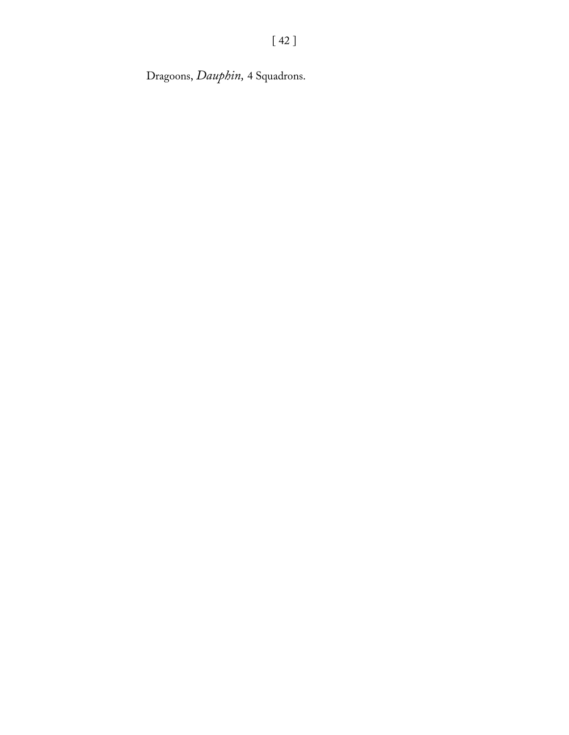Dragoons, *Dauphin,* 4 Squadrons.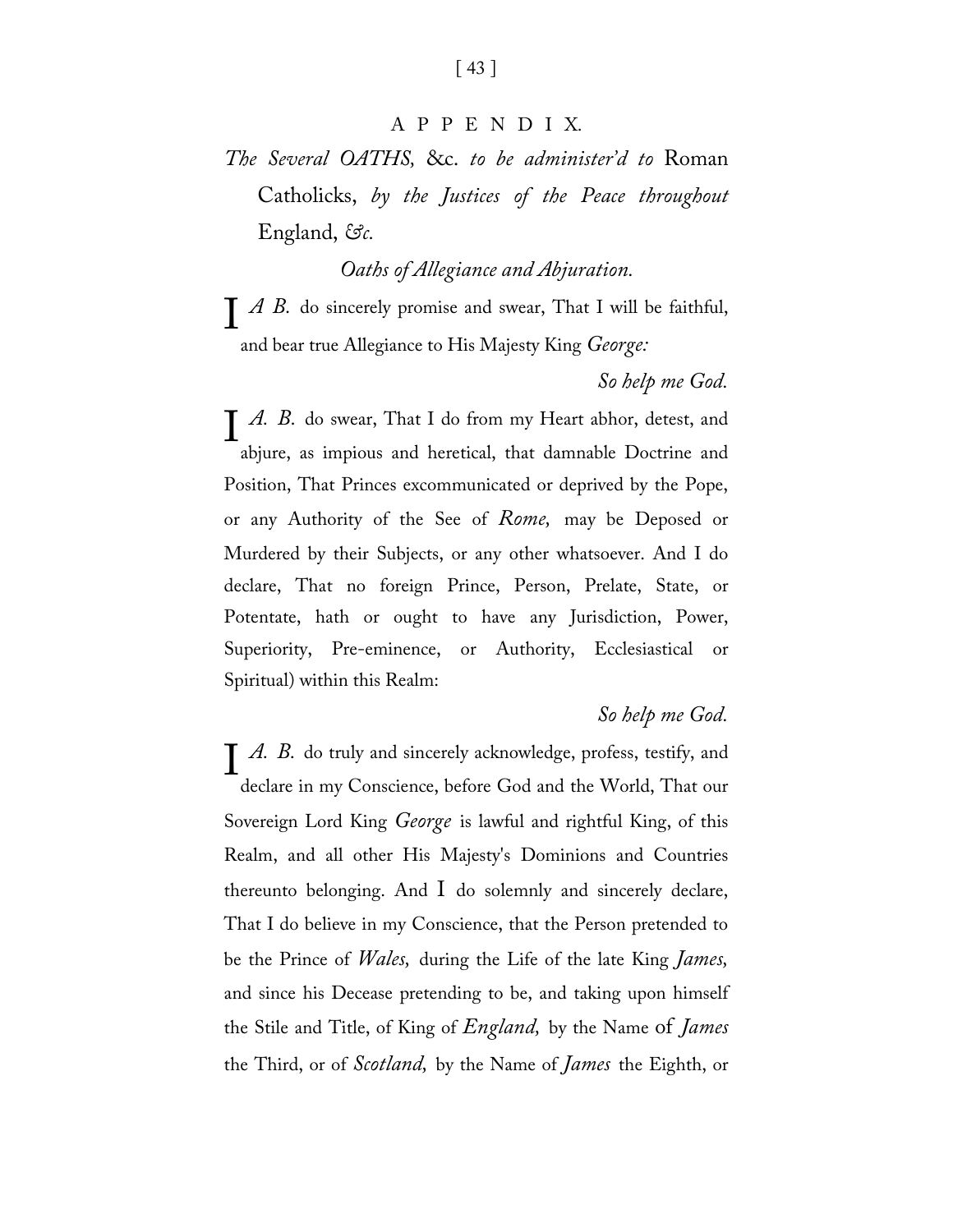# APPENDIX.

*The Several OATHS,* &c. *to be administer'd to* Roman Catholicks, *by the Justices of the Peace throughout* England, *&c.*

## *Oaths of Allegiance and Abjuration.*

I *A B.* do sincerely promise and swear, That I will be faithful, and bear true Allegiance to His Majesty King *George:*

*So help me God.*

I *A. B.* do swear, That I do from my Heart abhor, detest, and abjure, as impious and heretical, that damnable Doctrine and Position, That Princes excommunicated or deprived by the Pope, or any Authority of the See of *Rome,* may be Deposed or Murdered by their Subjects, or any other whatsoever. And I do declare, That no foreign Prince, Person, Prelate, State, or Potentate, hath or ought to have any Jurisdiction, Power, Superiority, Pre-eminence, or Authority, Ecclesiastical or Spiritual) within this Realm:

*So help me God.*

I *A. B.* do truly and sincerely acknowledge, profess, testify, and declare in my Conscience, before God and the World, That our Sovereign Lord King *George* is lawful and rightful King, of this Realm, and all other His Majesty's Dominions and Countries thereunto belonging. And I do solemnly and sincerely declare, That I do believe in my Conscience, that the Person pretended to be the Prince of *Wales,* during the Life of the late King *James,* and since his Decease pretending to be, and taking upon himself the Stile and Title, of King of *England,* by the Name of *James* the Third, or of *Scotland,* by the Name of *James* the Eighth, or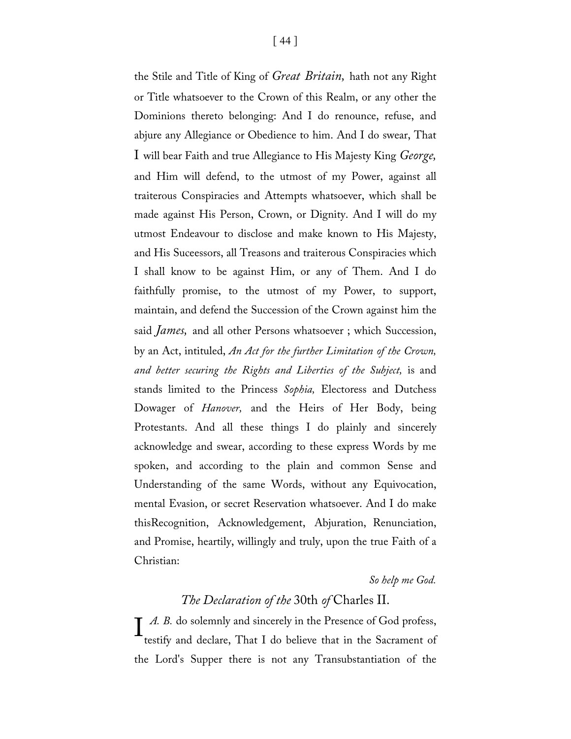the Stile and Title of King of *Great Britain,* hath not any Right or Title whatsoever to the Crown of this Realm, or any other the Dominions thereto belonging: And I do renounce, refuse, and abjure any Allegiance or Obedience to him. And I do swear, That I will bear Faith and true Allegiance to His Majesty King *George,* and Him will defend, to the utmost of my Power, against all traiterous Conspiracies and Attempts whatsoever, which shall be made against His Person, Crown, or Dignity. And I will do my utmost Endeavour to disclose and make known to His Majesty, and His Suceessors, all Treasons and traiterous Conspiracies which I shall know to be against Him, or any of Them. And I do faithfully promise, to the utmost of my Power, to support, maintain, and defend the Succession of the Crown against him the said *James,* and all other Persons whatsoever ; which Succession, by an Act, intituled, *An Act for the further Limitation of the Crown, and better securing the Rights and Liberties of the Subject,* is and stands limited to the Princess *Sophia,* Electoress and Dutchess Dowager of *Hanover,* and the Heirs of Her Body, being Protestants. And all these things I do plainly and sincerely acknowledge and swear, according to these express Words by me spoken, and according to the plain and common Sense and Understanding of the same Words, without any Equivocation, mental Evasion, or secret Reservation whatsoever. And I do make thisRecognition, Acknowledgement, Abjuration, Renunciation, and Promise, heartily, willingly and truly, upon the true Faith of a Christian:

*So help me God.*

## *The Declaration of the* 30th *of* Charles II.

I *A. B.* do solemnly and sincerely in the Presence of God profess, testify and declare, That I do believe that in the Sacrament of the Lord's Supper there is not any Transubstantiation of the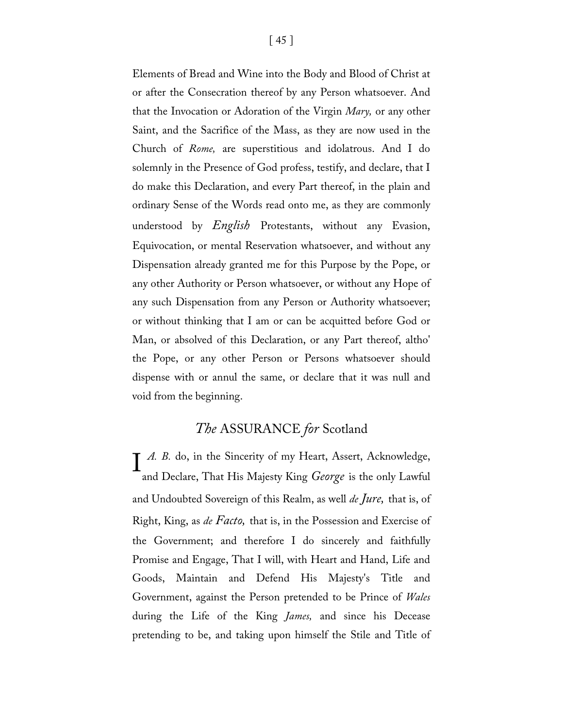Elements of Bread and Wine into the Body and Blood of Christ at or after the Consecration thereof by any Person whatsoever. And that the Invocation or Adoration of the Virgin *Mary,* or any other Saint, and the Sacrifice of the Mass, as they are now used in the Church of *Rome,* are superstitious and idolatrous. And I do solemnly in the Presence of God profess, testify, and declare, that I do make this Declaration, and every Part thereof, in the plain and ordinary Sense of the Words read onto me, as they are commonly understood by *English* Protestants, without any Evasion, Equivocation, or mental Reservation whatsoever, and without any Dispensation already granted me for this Purpose by the Pope, or any other Authority or Person whatsoever, or without any Hope of any such Dispensation from any Person or Authority whatsoever; or without thinking that I am or can be acquitted before God or Man, or absolved of this Declaration, or any Part thereof, altho' the Pope, or any other Person or Persons whatsoever should dispense with or annul the same, or declare that it was null and void from the beginning.

## *The* ASSURANCE *for* Scotland

I *A. B.* do, in the Sincerity of my Heart, Assert, Acknowledge, and Declare, That His Majesty King *George* is the only Lawful and Undoubted Sovereign of this Realm, as well *de Jure,* that is, of Right, King, as *de Facto,* that is, in the Possession and Exercise of the Government; and therefore I do sincerely and faithfully Promise and Engage, That I will, with Heart and Hand, Life and Goods, Maintain and Defend His Majesty's Title and Government, against the Person pretended to be Prince of *Wales* during the Life of the King *James,* and since his Decease pretending to be, and taking upon himself the Stile and Title of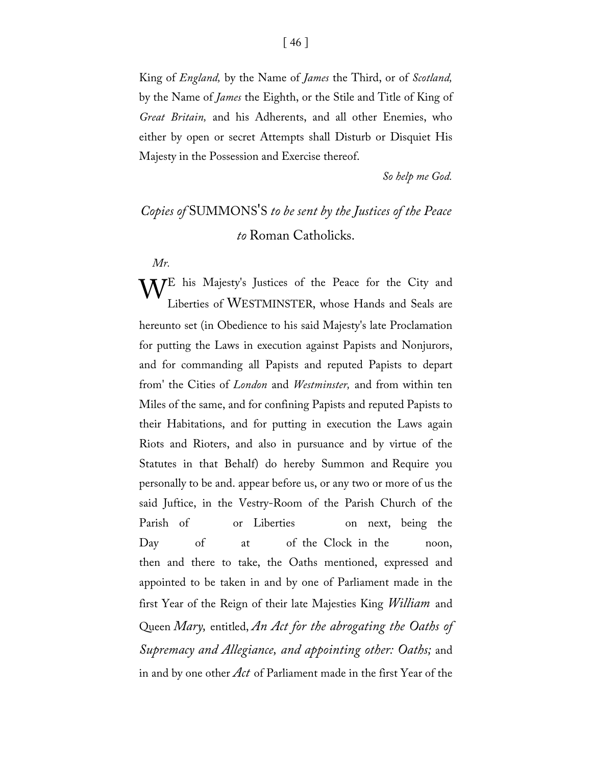King of *England,* by the Name of *James* the Third, or of *Scotland,* by the Name of *James* the Eighth, or the Stile and Title of King of *Great Britain,* and his Adherents, and all other Enemies, who either by open or secret Attempts shall Disturb or Disquiet His Majesty in the Possession and Exercise thereof.

*So help me God.*

## *Copies of* SUMMONS'S *to be sent by the Justices of the Peace to* Roman Catholicks.

*Mr.*

WE his Majesty's Justices of the Peace for the City and Liberties of WESTMINSTER, whose Hands and Seals are hereunto set (in Obedience to his said Majesty's late Proclamation for putting the Laws in execution against Papists and Nonjurors, and for commanding all Papists and reputed Papists to depart from' the Cities of *London* and *Westminster,* and from within ten Miles of the same, and for confining Papists and reputed Papists to their Habitations, and for putting in execution the Laws again Riots and Rioters, and also in pursuance and by virtue of the Statutes in that Behalf) do hereby Summon and Require you personally to be and. appear before us, or any two or more of us the said Juftice, in the Vestry-Room of the Parish Church of the Parish of or Liberties on next, being the Day of at of the Clock in the noon, then and there to take, the Oaths mentioned, expressed and appointed to be taken in and by one of Parliament made in the first Year of the Reign of their late Majesties King *William* and Queen *Mary,* entitled, *An Act for the abrogating the Oaths of Supremacy and Allegiance, and appointing other: Oaths;* and in and by one other *Act* of Parliament made in the first Year of the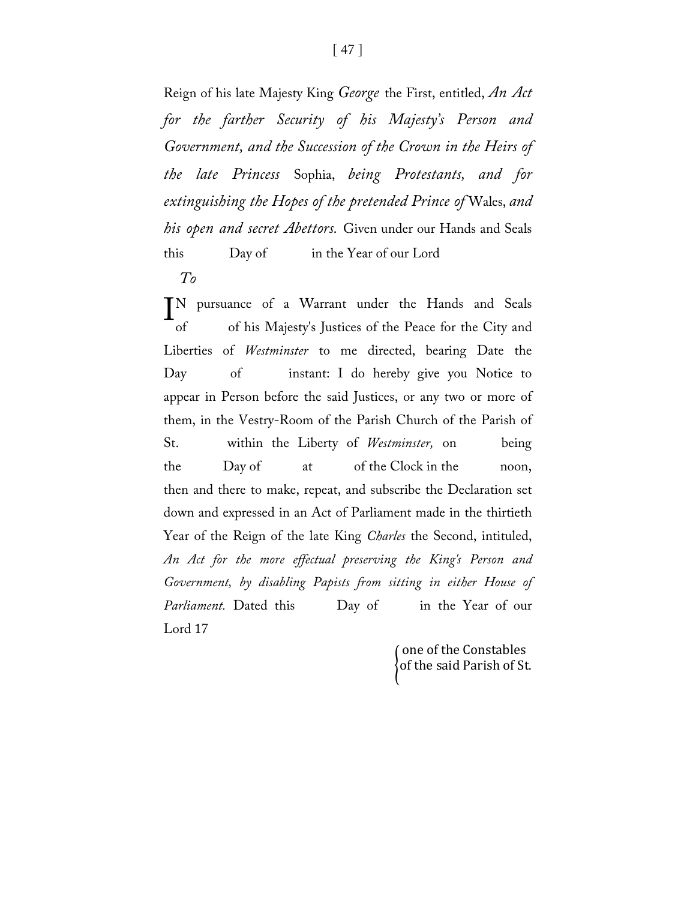Reign of his late Majesty King *George* the First, entitled, *An Act for the farther Security of his Majesty's Person and Government, and the Succession of the Crown in the Heirs of the late Princess* Sophia, *being Protestants, and for extinguishing the Hopes of the pretended Prince of* Wales, *and his open and secret Abettors.* Given under our Hands and Seals this Day of in the Year of our Lord

*To*

IN pursuance of a Warrant under the Hands and Seals of of his Majesty's Justices of the Peace for the City and Liberties of *Westminster* to me directed, bearing Date the Day of instant: I do hereby give you Notice to appear in Person before the said Justices, or any two or more of them, in the Vestry-Room of the Parish Church of the Parish of St. within the Liberty of *Westminster,* on being the Day of at of the Clock in the noon, then and there to make, repeat, and subscribe the Declaration set down and expressed in an Act of Parliament made in the thirtieth Year of the Reign of the late King *Charles* the Second, intituled, *An Act for the more effectual preserving the King's Person and Government, by disabling Papists from sitting in either House of Parliament.* Dated this Day of in the Year of our Lord 17

one of the Constables of the said Parish of St.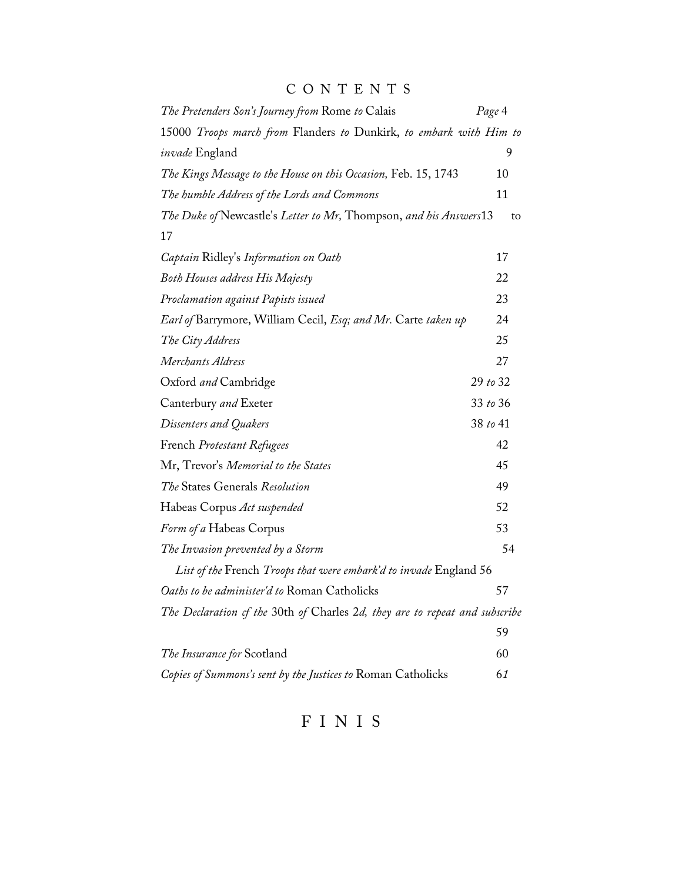# CONTENTS

| | |
|---|---|
| *The Pretenders Son's Journey from* Rome *to* Calais | *Page* 4 |
| 15000 *Troops march from* Flanders *to* Dunkirk, *to embark with Him to invade* England | 9 |
| *The Kings Message to the House on this Occasion,* Feb. 15, 1743 | 10 |
| *The humble Address of the Lords and Commons* | 11 |
| *The Duke of* Newcastle's *Letter to Mr,* Thompson, *and his Answers* | 13 to 17 |
| *Captain* Ridley's *Information on Oath* | 17 |
| *Both Houses address His Majesty* | 22 |
| *Proclamation against Papists issued* | 23 |
| *Earl of* Barrymore, William Cecil, *Esq; and Mr.* Carte *taken up* | 24 |
| *The City Address* | 25 |
| *Merchants Aldress* | 27 |
| Oxford *and* Cambridge | 29 *to* 32 |
| Canterbury *and* Exeter | 33 *to* 36 |
| *Dissenters and Quakers* | 38 *to* 41 |
| French *Protestant Refugees* | 42 |
| Mr, Trevor's *Memorial to the States* | 45 |
| *The* States Generals *Resolution* | 49 |
| Habeas Corpus *Act suspended* | 52 |
| *Form of a* Habeas Corpus | 53 |
| *The Invasion prevented by a Storm* | 54 |
| *List of the* French *Troops that were embark'd to invade* England | 56 |
| *Oaths to be administer'd to* Roman Catholicks | 57 |
| *The Declaration of the* 30th *of* Charles 2*d, they are to repeat and subscribe* | 59 |
| *The Insurance for* Scotland | 60 |
| *Copies of Summons's sent by the Justices to* Roman Catholicks | 61 |

# FINIS